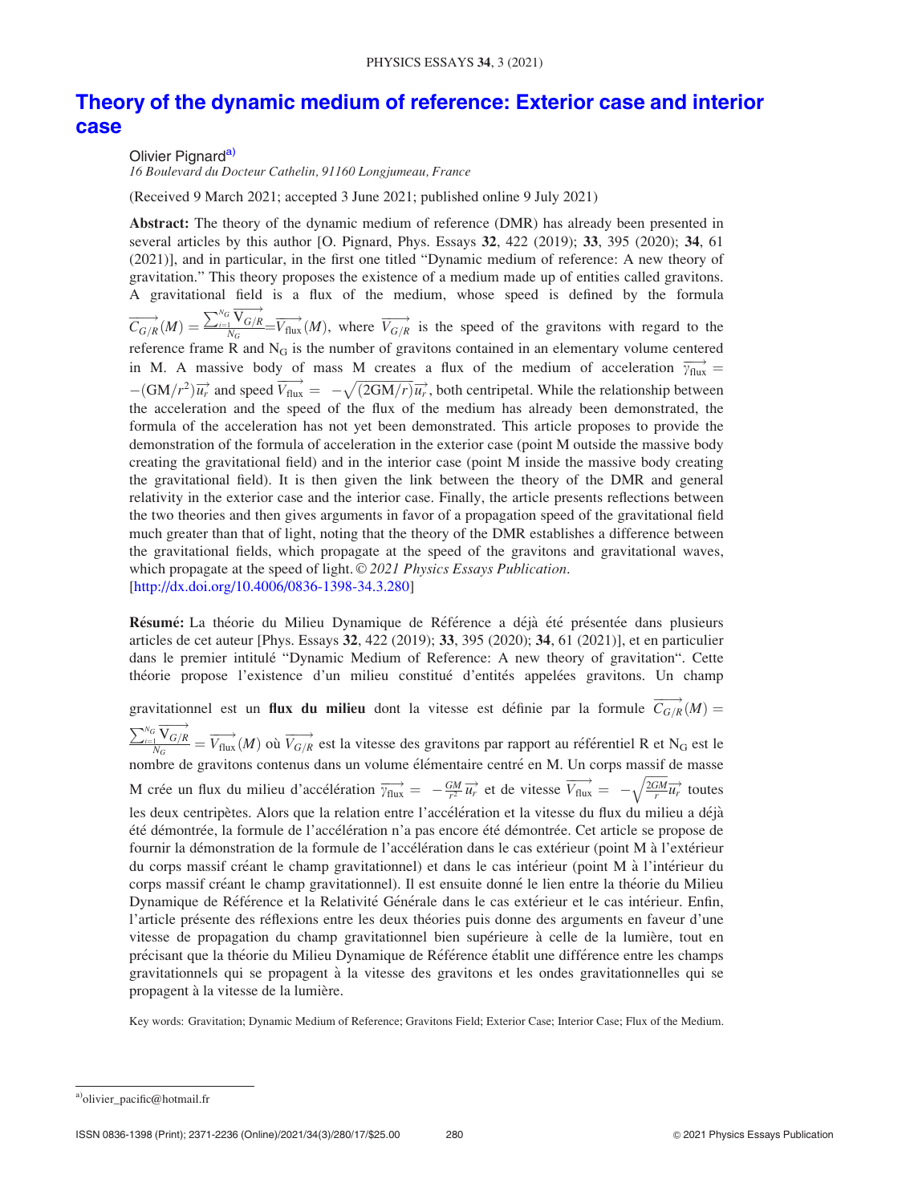# Theory of the dynamic medium of reference: Exterior case and interior case

Olivier Pignard[a]

*16 Boulevard du Docteur Cathelin, 91160 Longjumeau, France*

(Received 9 March 2021; accepted 3 June 2021; published online 9 July 2021)

**Abstract:** The theory of the dynamic medium of reference (DMR) has already been presented in several articles by this author [O. Pignard, Phys. Essays **32**, 422 (2019); **33**, 395 (2020); **34**, 61 (2021)], and in particular, in the first one titled "Dynamic medium of reference: A new theory of gravitation." This theory proposes the existence of a medium made up of entities called gravitons. A gravitational field is a flux of the medium, whose speed is defined by the formula $\overrightarrow{C_{G/R}}(M) = \frac{\sum_{i=1}^{N_G} \overrightarrow{V_{G/R}}}{N_G} = \overrightarrow{V_{\text{flux}}}(M)$, where $\overrightarrow{V_{G/R}}$ is the speed of the gravitons with regard to the reference frame R and $N_G$ is the number of gravitons contained in an elementary volume centered in M. A massive body of mass M creates a flux of the medium of acceleration $\overrightarrow{\gamma_{\text{flux}}} = -(GM/r^2)\overrightarrow{u_r}$ and speed $\overrightarrow{V_{\text{flux}}} = -\sqrt{(2GM/r)}\overrightarrow{u_r}$, both centripetal. While the relationship between the acceleration and the speed of the flux of the medium has already been demonstrated, the formula of the acceleration has not yet been demonstrated. This article proposes to provide the demonstration of the formula of acceleration in the exterior case (point M outside the massive body creating the gravitational field) and in the interior case (point M inside the massive body creating the gravitational field). It is then given the link between the theory of the DMR and general relativity in the exterior case and the interior case. Finally, the article presents reflections between the two theories and then gives arguments in favor of a propagation speed of the gravitational field much greater than that of light, noting that the theory of the DMR establishes a difference between the gravitational fields, which propagate at the speed of the gravitons and gravitational waves, which propagate at the speed of light. © *2021 Physics Essays Publication*. [http://dx.doi.org/10.4006/0836-1398-34.3.280]

**Résumé:** La théorie du Milieu Dynamique de Référence a déjà été présentée dans plusieurs articles de cet auteur [Phys. Essays **32**, 422 (2019); **33**, 395 (2020); **34**, 61 (2021)], et en particulier dans le premier intitulé "Dynamic Medium of Reference: A new theory of gravitation". Cette théorie propose l'existence d'un milieu constitué d'entités appelées gravitons. Un champ gravitationnel est un **flux du milieu** dont la vitesse est définie par la formule $\overrightarrow{C_{G/R}}(M) = \frac{\sum_{i=1}^{N_G} \overrightarrow{V_{G/R}}}{N_G} = \overrightarrow{V_{\text{flux}}}(M)$ où $\overrightarrow{V_{G/R}}$ est la vitesse des gravitons par rapport au référentiel R et $N_G$ est le nombre de gravitons contenus dans un volume élémentaire centré en M. Un corps massif de masse M crée un flux du milieu d'accélération $\overrightarrow{\gamma_{\text{flux}}} = -\frac{GM}{r^2}\overrightarrow{u_r}$ et de vitesse $\overrightarrow{V_{\text{flux}}} = -\sqrt{\frac{2GM}{r}}\overrightarrow{u_r}$ toutes les deux centripètes. Alors que la relation entre l'accélération et la vitesse du flux du milieu a déjà été démontrée, la formule de l'accélération n'a pas encore été démontrée. Cet article se propose de fournir la démonstration de la formule de l'accélération dans le cas extérieur (point M à l'extérieur du corps massif créant le champ gravitationnel) et dans le cas intérieur (point M à l'intérieur du corps massif créant le champ gravitationnel). Il est ensuite donné le lien entre la théorie du Milieu Dynamique de Référence et la Relativité Générale dans le cas extérieur et le cas intérieur. Enfin, l'article présente des réflexions entre les deux théories puis donne des arguments en faveur d'une vitesse de propagation du champ gravitationnel bien supérieure à celle de la lumière, tout en précisant que la théorie du Milieu Dynamique de Référence établit une différence entre les champs gravitationnels qui se propagent à la vitesse des gravitons et les ondes gravitationnelles qui se propagent à la vitesse de la lumière.

Key words: Gravitation; Dynamic Medium of Reference; Gravitons Field; Exterior Case; Interior Case; Flux of the Medium.

[a] olivier_pacific@hotmail.fr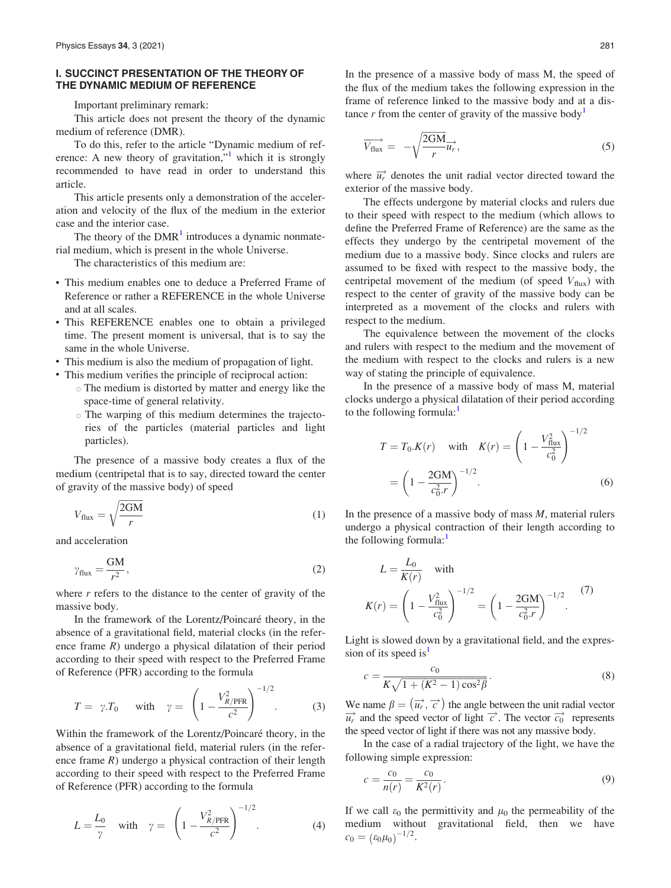## I. SUCCINCT PRESENTATION OF THE THEORY OF THE DYNAMIC MEDIUM OF REFERENCE

Important preliminary remark:

This article does not present the theory of the dynamic medium of reference (DMR).

To do this, refer to the article "Dynamic medium of reference: A new theory of gravitation,"[1] which it is strongly recommended to have read in order to understand this article.

This article presents only a demonstration of the acceleration and velocity of the flux of the medium in the exterior case and the interior case.

The theory of the DMR[1] introduces a dynamic nonmaterial medium, which is present in the whole Universe.

The characteristics of this medium are:

- This medium enables one to deduce a Preferred Frame of Reference or rather a REFERENCE in the whole Universe and at all scales.
- This REFERENCE enables one to obtain a privileged time. The present moment is universal, that is to say the same in the whole Universe.
- This medium is also the medium of propagation of light.
- This medium verifies the principle of reciprocal action:
  - The medium is distorted by matter and energy like the space-time of general relativity.
  - The warping of this medium determines the trajectories of the particles (material particles and light particles).

The presence of a massive body creates a flux of the medium (centripetal that is to say, directed toward the center of gravity of the massive body) of speed

$$V_{\text{flux}} = \sqrt{\frac{2\text{GM}}{r}} \tag{1}$$

and acceleration

$$\gamma_{\text{flux}} = \frac{\text{GM}}{r^2}, \tag{2}$$

where $r$ refers to the distance to the center of gravity of the massive body.

In the framework of the Lorentz/Poincaré theory, in the absence of a gravitational field, material clocks (in the reference frame $R$) undergo a physical dilatation of their period according to their speed with respect to the Preferred Frame of Reference (PFR) according to the formula

$$T = \gamma . T_0 \quad \text{with} \quad \gamma = \left(1 - \frac{V^2_{R/\text{PFR}}}{c^2}\right)^{-1/2}. \tag{3}$$

Within the framework of the Lorentz/Poincaré theory, in the absence of a gravitational field, material rulers (in the reference frame $R$) undergo a physical contraction of their length according to their speed with respect to the Preferred Frame of Reference (PFR) according to the formula

$$L = \frac{L_0}{\gamma} \quad \text{with} \quad \gamma = \left(1 - \frac{V^2_{R/\text{PFR}}}{c^2}\right)^{-1/2}. \tag{4}$$

In the presence of a massive body of mass M, the speed of the flux of the medium takes the following expression in the frame of reference linked to the massive body and at a distance $r$ from the center of gravity of the massive body[1]

$$\overrightarrow{V_{\text{flux}}} = -\sqrt{\frac{2\text{GM}}{r}}\overrightarrow{u_r}, \tag{5}$$

where $\overrightarrow{u_r}$ denotes the unit radial vector directed toward the exterior of the massive body.

The effects undergone by material clocks and rulers due to their speed with respect to the medium (which allows to define the Preferred Frame of Reference) are the same as the effects they undergo by the centripetal movement of the medium due to a massive body. Since clocks and rulers are assumed to be fixed with respect to the massive body, the centripetal movement of the medium (of speed $V_{\text{flux}}$) with respect to the center of gravity of the massive body can be interpreted as a movement of the clocks and rulers with respect to the medium.

The equivalence between the movement of the clocks and rulers with respect to the medium and the movement of the medium with respect to the clocks and rulers is a new way of stating the principle of equivalence.

In the presence of a massive body of mass M, material clocks undergo a physical dilatation of their period according to the following formula:[1]

$$T = T_0 . K(r) \quad \text{with} \quad K(r) = \left(1 - \frac{V^2_{\text{flux}}}{c_0^2}\right)^{-1/2} = \left(1 - \frac{2\text{GM}}{c_0^2 . r}\right)^{-1/2}. \tag{6}$$

In the presence of a massive body of mass $M$, material rulers undergo a physical contraction of their length according to the following formula:[1]

$$L = \frac{L_0}{K(r)} \quad \text{with} \quad K(r) = \left(1 - \frac{V^2_{\text{flux}}}{c_0^2}\right)^{-1/2} = \left(1 - \frac{2\text{GM}}{c_0^2 . r}\right)^{-1/2}. \tag{7}$$

Light is slowed down by a gravitational field, and the expression of its speed is[1]

$$c = \frac{c_0}{K\sqrt{1 + (K^2 - 1)\cos^2\beta}}. \tag{8}$$

We name $\beta = \left(\overrightarrow{u_r}, \overrightarrow{c}\right)$ the angle between the unit radial vector $\overrightarrow{u_r}$ and the speed vector of light $\overrightarrow{c}$. The vector $\overrightarrow{c_0}$ represents the speed vector of light if there was not any massive body.

In the case of a radial trajectory of the light, we have the following simple expression:

$$c = \frac{c_0}{n(r)} = \frac{c_0}{K^2(r)}. \tag{9}$$

If we call $\varepsilon_0$ the permittivity and $\mu_0$ the permeability of the medium without gravitational field, then we have $c_0 = (\varepsilon_0 \mu_0)^{-1/2}$.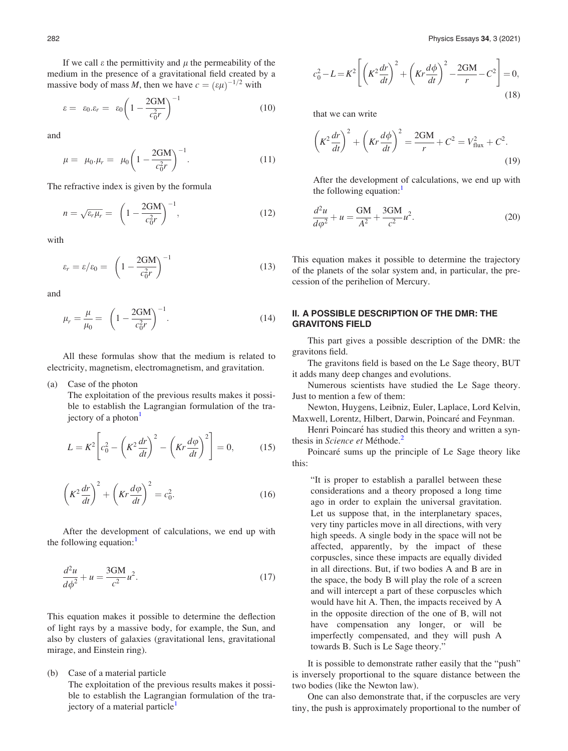If we call ε the permittivity and μ the permeability of the medium in the presence of a gravitational field created by a massive body of mass $M$, then we have $c = (\varepsilon\mu)^{-1/2}$ with

$$\varepsilon = \varepsilon_0.\varepsilon_r = \varepsilon_0\left(1 - \frac{2\text{GM}}{c_0^2 r}\right)^{-1} \tag{10}$$

and

$$\mu = \mu_0.\mu_r = \mu_0\left(1 - \frac{2\text{GM}}{c_0^2 r}\right)^{-1}. \tag{11}$$

The refractive index is given by the formula

$$n = \sqrt{\varepsilon_r \mu_r} = \left(1 - \frac{2\text{GM}}{c_0^2 r}\right)^{-1}, \tag{12}$$

with

$$\varepsilon_r = \varepsilon/\varepsilon_0 = \left(1 - \frac{2\text{GM}}{c_0^2 r}\right)^{-1} \tag{13}$$

and

$$\mu_r = \frac{\mu}{\mu_0} = \left(1 - \frac{2\text{GM}}{c_0^2 r}\right)^{-1}. \tag{14}$$

All these formulas show that the medium is related to electricity, magnetism, electromagnetism, and gravitation.

(a) Case of the photon

The exploitation of the previous results makes it possible to establish the Lagrangian formulation of the trajectory of a photon[1]

$$L = K^2\left[c_0^2 - \left(K^2\frac{dr}{dt}\right)^2 - \left(Kr\frac{d\varphi}{dt}\right)^2\right] = 0, \tag{15}$$

$$\left(K^2\frac{dr}{dt}\right)^2 + \left(Kr\frac{d\varphi}{dt}\right)^2 = c_0^2. \tag{16}$$

After the development of calculations, we end up with the following equation:[1]

$$\frac{d^2u}{d\phi^2} + u = \frac{3\text{GM}}{c^2}u^2. \tag{17}$$

This equation makes it possible to determine the deflection of light rays by a massive body, for example, the Sun, and also by clusters of galaxies (gravitational lens, gravitational mirage, and Einstein ring).

(b) Case of a material particle

The exploitation of the previous results makes it possible to establish the Lagrangian formulation of the trajectory of a material particle[1]

$$c_0^2 - L = K^2\left[\left(K^2\frac{dr}{dt}\right)^2 + \left(Kr\frac{d\phi}{dt}\right)^2 - \frac{2\text{GM}}{r} - C^2\right] = 0, \tag{18}$$

that we can write

$$\left(K^2\frac{dr}{dt}\right)^2 + \left(Kr\frac{d\phi}{dt}\right)^2 = \frac{2\text{GM}}{r} + C^2 = V_{\text{flux}}^2 + C^2. \tag{19}$$

After the development of calculations, we end up with the following equation:[1]

$$\frac{d^2u}{d\varphi^2} + u = \frac{\text{GM}}{A^2} + \frac{3\text{GM}}{c^2}u^2. \tag{20}$$

This equation makes it possible to determine the trajectory of the planets of the solar system and, in particular, the precession of the perihelion of Mercury.

## II. A POSSIBLE DESCRIPTION OF THE DMR: THE GRAVITONS FIELD

This part gives a possible description of the DMR: the gravitons field.

The gravitons field is based on the Le Sage theory, BUT it adds many deep changes and evolutions.

Numerous scientists have studied the Le Sage theory. Just to mention a few of them:

Newton, Huygens, Leibniz, Euler, Laplace, Lord Kelvin, Maxwell, Lorentz, Hilbert, Darwin, Poincaré and Feynman.

Henri Poincaré has studied this theory and written a synthesis in *Science et* Méthode.[2]

Poincaré sums up the principle of Le Sage theory like this:

> "It is proper to establish a parallel between these considerations and a theory proposed a long time ago in order to explain the universal gravitation. Let us suppose that, in the interplanetary spaces, very tiny particles move in all directions, with very high speeds. A single body in the space will not be affected, apparently, by the impact of these corpuscles, since these impacts are equally divided in all directions. But, if two bodies A and B are in the space, the body B will play the role of a screen and will intercept a part of these corpuscles which would have hit A. Then, the impacts received by A in the opposite direction of the one of B, will not have compensation any longer, or will be imperfectly compensated, and they will push A towards B. Such is Le Sage theory."

It is possible to demonstrate rather easily that the "push" is inversely proportional to the square distance between the two bodies (like the Newton law).

One can also demonstrate that, if the corpuscles are very tiny, the push is approximately proportional to the number of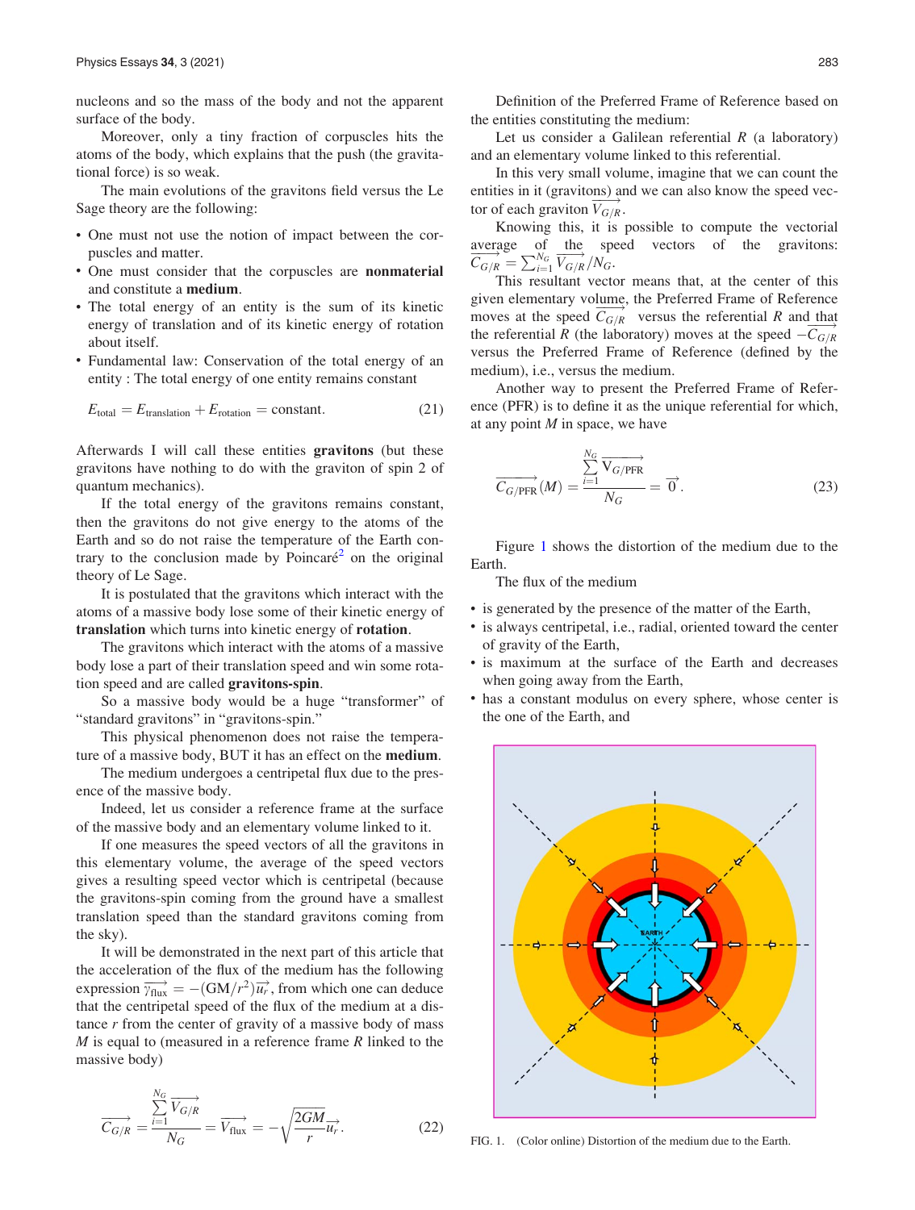nucleons and so the mass of the body and not the apparent surface of the body.

Moreover, only a tiny fraction of corpuscles hits the atoms of the body, which explains that the push (the gravitational force) is so weak.

The main evolutions of the gravitons field versus the Le Sage theory are the following:

- One must not use the notion of impact between the corpuscles and matter.
- One must consider that the corpuscles are **nonmaterial** and constitute a **medium**.
- The total energy of an entity is the sum of its kinetic energy of translation and of its kinetic energy of rotation about itself.
- Fundamental law: Conservation of the total energy of an entity : The total energy of one entity remains constant

$$E_{\text{total}} = E_{\text{translation}} + E_{\text{rotation}} = \text{constant}. \tag{21}$$

Afterwards I will call these entities **gravitons** (but these gravitons have nothing to do with the graviton of spin 2 of quantum mechanics).

If the total energy of the gravitons remains constant, then the gravitons do not give energy to the atoms of the Earth and so do not raise the temperature of the Earth contrary to the conclusion made by Poincaré[2] on the original theory of Le Sage.

It is postulated that the gravitons which interact with the atoms of a massive body lose some of their kinetic energy of **translation** which turns into kinetic energy of **rotation**.

The gravitons which interact with the atoms of a massive body lose a part of their translation speed and win some rotation speed and are called **gravitons-spin**.

So a massive body would be a huge "transformer" of "standard gravitons" in "gravitons-spin."

This physical phenomenon does not raise the temperature of a massive body, BUT it has an effect on the **medium**.

The medium undergoes a centripetal flux due to the presence of the massive body.

Indeed, let us consider a reference frame at the surface of the massive body and an elementary volume linked to it.

If one measures the speed vectors of all the gravitons in this elementary volume, the average of the speed vectors gives a resulting speed vector which is centripetal (because the gravitons-spin coming from the ground have a smallest translation speed than the standard gravitons coming from the sky).

It will be demonstrated in the next part of this article that the acceleration of the flux of the medium has the following expression $\overrightarrow{\gamma_{\text{flux}}} = -(\text{GM}/r^2)\overrightarrow{u_r}$, from which one can deduce that the centripetal speed of the flux of the medium at a distance $r$ from the center of gravity of a massive body of mass $M$ is equal to (measured in a reference frame $R$ linked to the massive body)

$$\overrightarrow{C_{G/R}} = \frac{\sum_{i=1}^{N_G} \overrightarrow{V_{G/R}}}{N_G} = \overrightarrow{V_{\text{flux}}} = -\sqrt{\frac{2GM}{r}}\overrightarrow{u_r}. \tag{22}$$

Definition of the Preferred Frame of Reference based on the entities constituting the medium:

Let us consider a Galilean referential $R$ (a laboratory) and an elementary volume linked to this referential.

In this very small volume, imagine that we can count the entities in it (gravitons) and we can also know the speed vector of each graviton $\overrightarrow{V_{G/R}}$.

Knowing this, it is possible to compute the vectorial average of the speed vectors of the gravitons: $\overrightarrow{C_{G/R}} = \sum_{i=1}^{N_G} \overrightarrow{V_{G/R}}/N_G$.

This resultant vector means that, at the center of this given elementary volume, the Preferred Frame of Reference moves at the speed $\overrightarrow{C_{G/R}}$ versus the referential $R$ and that the referential $R$ (the laboratory) moves at the speed $-\overrightarrow{C_{G/R}}$ versus the Preferred Frame of Reference (defined by the medium), i.e., versus the medium.

Another way to present the Preferred Frame of Reference (PFR) is to define it as the unique referential for which, at any point $M$ in space, we have

$$\overrightarrow{C_{G/\text{PFR}}}(M) = \frac{\sum_{i=1}^{N_G} \overrightarrow{V_{G/\text{PFR}}}}{N_G} = \overrightarrow{0}. \tag{23}$$

Figure 1 shows the distortion of the medium due to the Earth.

The flux of the medium

- is generated by the presence of the matter of the Earth,
- is always centripetal, i.e., radial, oriented toward the center of gravity of the Earth,
- is maximum at the surface of the Earth and decreases when going away from the Earth,
- has a constant modulus on every sphere, whose center is the one of the Earth, and

FIG. 1. (Color online) Distortion of the medium due to the Earth.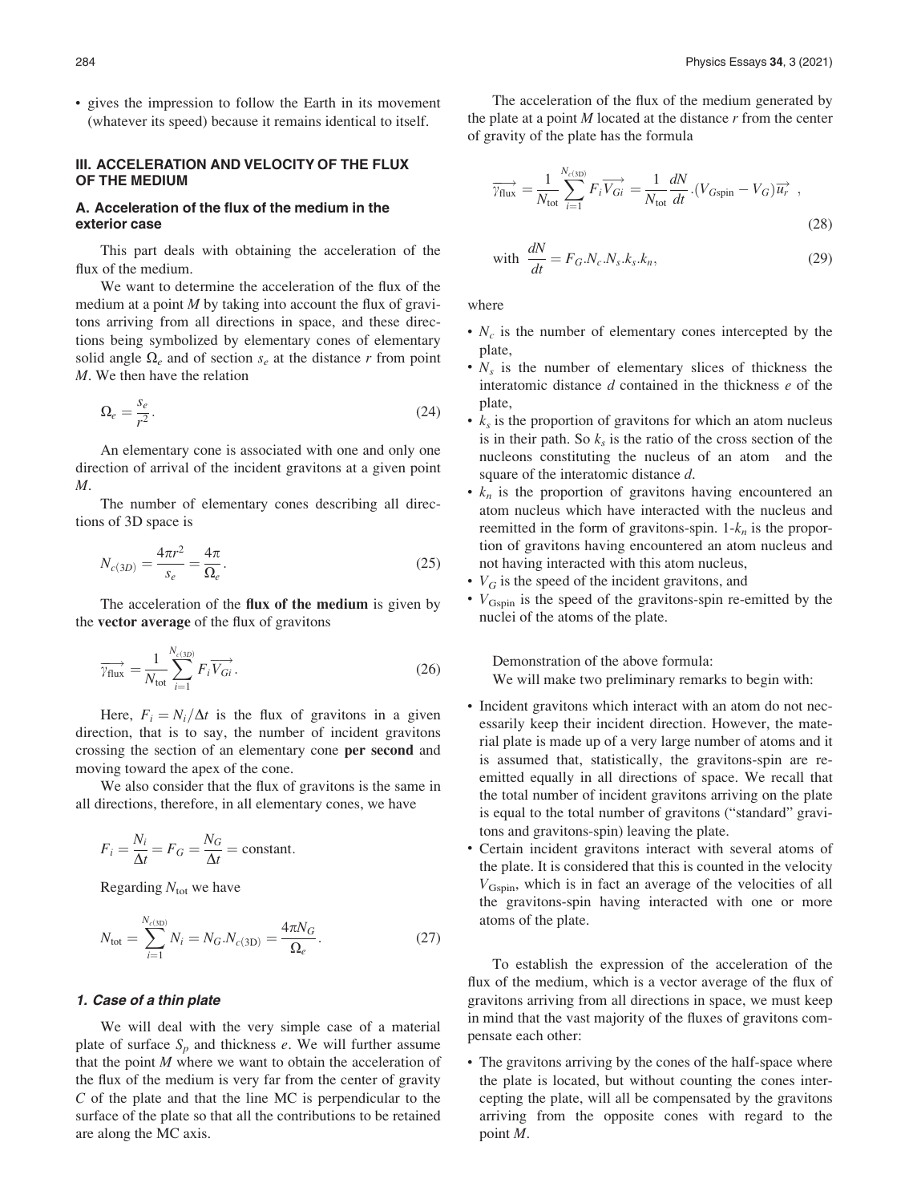- gives the impression to follow the Earth in its movement (whatever its speed) because it remains identical to itself.

## III. ACCELERATION AND VELOCITY OF THE FLUX OF THE MEDIUM

### A. Acceleration of the flux of the medium in the exterior case

This part deals with obtaining the acceleration of the flux of the medium.

We want to determine the acceleration of the flux of the medium at a point $M$ by taking into account the flux of gravitons arriving from all directions in space, and these directions being symbolized by elementary cones of elementary solid angle $\Omega_e$ and of section $s_e$ at the distance $r$ from point $M$. We then have the relation

$$\Omega_e = \frac{s_e}{r^2}. \tag{24}$$

An elementary cone is associated with one and only one direction of arrival of the incident gravitons at a given point $M$.

The number of elementary cones describing all directions of 3D space is

$$N_{c(3D)} = \frac{4\pi r^2}{s_e} = \frac{4\pi}{\Omega_e}. \tag{25}$$

The acceleration of the **flux of the medium** is given by the **vector average** of the flux of gravitons

$$\overrightarrow{\gamma_{\text{flux}}} = \frac{1}{N_{\text{tot}}} \sum_{i=1}^{N_{c(3D)}} F_i \overrightarrow{V_{Gi}}. \tag{26}$$

Here, $F_i = N_i/\Delta t$ is the flux of gravitons in a given direction, that is to say, the number of incident gravitons crossing the section of an elementary cone **per second** and moving toward the apex of the cone.

We also consider that the flux of gravitons is the same in all directions, therefore, in all elementary cones, we have

$$F_i = \frac{N_i}{\Delta t} = F_G = \frac{N_G}{\Delta t} = \text{constant}.$$

Regarding $N_{\text{tot}}$ we have

$$N_{\text{tot}} = \sum_{i=1}^{N_{c(3D)}} N_i = N_G.N_{c(3D)} = \frac{4\pi N_G}{\Omega_e}. \tag{27}$$

#### 1. Case of a thin plate

We will deal with the very simple case of a material plate of surface $S_p$ and thickness $e$. We will further assume that the point $M$ where we want to obtain the acceleration of the flux of the medium is very far from the center of gravity $C$ of the plate and that the line MC is perpendicular to the surface of the plate so that all the contributions to be retained are along the MC axis.

The acceleration of the flux of the medium generated by the plate at a point $M$ located at the distance $r$ from the center of gravity of the plate has the formula

$$\overrightarrow{\gamma_{\text{flux}}} = \frac{1}{N_{\text{tot}}} \sum_{i=1}^{N_{c(3D)}} F_i \overrightarrow{V_{Gi}} = \frac{1}{N_{\text{tot}}} \frac{dN}{dt}.(V_{G\text{spin}} - V_G)\overrightarrow{u_r}\ , \tag{28}$$

$$\text{with } \frac{dN}{dt} = F_G.N_c.N_s.k_s.k_n, \tag{29}$$

where

- $N_c$ is the number of elementary cones intercepted by the plate,
- $N_s$ is the number of elementary slices of thickness the interatomic distance $d$ contained in the thickness $e$ of the plate,
- $k_s$ is the proportion of gravitons for which an atom nucleus is in their path. So $k_s$ is the ratio of the cross section of the nucleons constituting the nucleus of an atom and the square of the interatomic distance $d$.
- $k_n$ is the proportion of gravitons having encountered an atom nucleus which have interacted with the nucleus and reemitted in the form of gravitons-spin. 1-$k_n$ is the proportion of gravitons having encountered an atom nucleus and not having interacted with this atom nucleus,
- $V_G$ is the speed of the incident gravitons, and
- $V_{G\text{spin}}$ is the speed of the gravitons-spin re-emitted by the nuclei of the atoms of the plate.

Demonstration of the above formula:
We will make two preliminary remarks to begin with:

- Incident gravitons which interact with an atom do not necessarily keep their incident direction. However, the material plate is made up of a very large number of atoms and it is assumed that, statistically, the gravitons-spin are reemitted equally in all directions of space. We recall that the total number of incident gravitons arriving on the plate is equal to the total number of gravitons ("standard" gravitons and gravitons-spin) leaving the plate.
- Certain incident gravitons interact with several atoms of the plate. It is considered that this is counted in the velocity $V_{G\text{spin}}$, which is in fact an average of the velocities of all the gravitons-spin having interacted with one or more atoms of the plate.

To establish the expression of the acceleration of the flux of the medium, which is a vector average of the flux of gravitons arriving from all directions in space, we must keep in mind that the vast majority of the fluxes of gravitons compensate each other:

- The gravitons arriving by the cones of the half-space where the plate is located, but without counting the cones intercepting the plate, will all be compensated by the gravitons arriving from the opposite cones with regard to the point $M$.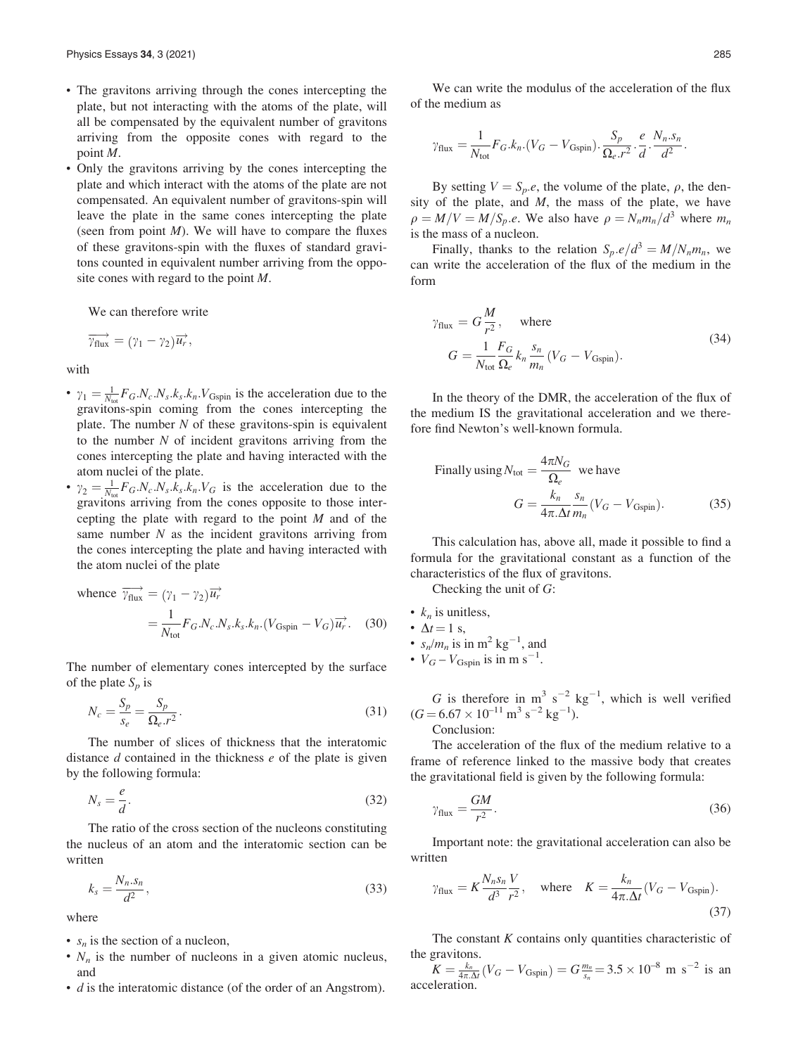- The gravitons arriving through the cones intercepting the plate, but not interacting with the atoms of the plate, will all be compensated by the equivalent number of gravitons arriving from the opposite cones with regard to the point $M$.
- Only the gravitons arriving by the cones intercepting the plate and which interact with the atoms of the plate are not compensated. An equivalent number of gravitons-spin will leave the plate in the same cones intercepting the plate (seen from point $M$). We will have to compare the fluxes of these gravitons-spin with the fluxes of standard gravitons counted in equivalent number arriving from the opposite cones with regard to the point $M$.

We can therefore write

$$\overrightarrow{\gamma_{\text{flux}}} = (\gamma_1 - \gamma_2)\overrightarrow{u_r},$$

with

- $\gamma_1 = \frac{1}{N_{\text{tot}}} F_G.N_c.N_s.k_s.k_n.V_{\text{Gspin}}$ is the acceleration due to the gravitons-spin coming from the cones intercepting the plate. The number $N$ of these gravitons-spin is equivalent to the number $N$ of incident gravitons arriving from the cones intercepting the plate and having interacted with the atom nuclei of the plate.
- $\gamma_2 = \frac{1}{N_{\text{tot}}} F_G.N_c.N_s.k_s.k_n.V_G$ is the acceleration due to the gravitons arriving from the cones opposite to those intercepting the plate with regard to the point $M$ and of the same number $N$ as the incident gravitons arriving from the cones intercepting the plate and having interacted with the atom nuclei of the plate

$$\text{whence } \overrightarrow{\gamma_{\text{flux}}} = (\gamma_1 - \gamma_2)\overrightarrow{u_r} = \frac{1}{N_{\text{tot}}} F_G.N_c.N_s.k_s.k_n.(V_{\text{Gspin}} - V_G)\overrightarrow{u_r}. \quad (30)$$

The number of elementary cones intercepted by the surface of the plate $S_p$ is

$$N_c = \frac{S_p}{s_e} = \frac{S_p}{\Omega_e.r^2}. \quad (31)$$

The number of slices of thickness that the interatomic distance $d$ contained in the thickness $e$ of the plate is given by the following formula:

$$N_s = \frac{e}{d}. \quad (32)$$

The ratio of the cross section of the nucleons constituting the nucleus of an atom and the interatomic section can be written

$$k_s = \frac{N_n.s_n}{d^2}, \quad (33)$$

where

- $s_n$ is the section of a nucleon,
- $N_n$ is the number of nucleons in a given atomic nucleus, and
- $d$ is the interatomic distance (of the order of an Angstrom).

We can write the modulus of the acceleration of the flux of the medium as

$$\gamma_{\text{flux}} = \frac{1}{N_{\text{tot}}} F_G.k_n.(V_G - V_{\text{Gspin}}).\frac{S_p}{\Omega_e.r^2}.\frac{e}{d}.\frac{N_n.s_n}{d^2}.$$

By setting $V = S_p.e$, the volume of the plate, $\rho$, the density of the plate, and $M$, the mass of the plate, we have $\rho = M/V = M/S_p.e$. We also have $\rho = N_n m_n/d^3$ where $m_n$ is the mass of a nucleon.

Finally, thanks to the relation $S_p.e/d^3 = M/N_n m_n$, we can write the acceleration of the flux of the medium in the form

$$\gamma_{\text{flux}} = G\frac{M}{r^2}, \quad \text{where} \quad G = \frac{1}{N_{\text{tot}}}\frac{F_G}{\Omega_e} k_n \frac{s_n}{m_n}(V_G - V_{\text{Gspin}}). \quad (34)$$

In the theory of the DMR, the acceleration of the flux of the medium IS the gravitational acceleration and we therefore find Newton's well-known formula.

$$\text{Finally using } N_{\text{tot}} = \frac{4\pi N_G}{\Omega_e} \text{ we have}$$

$$G = \frac{k_n}{4\pi.\Delta t}\frac{s_n}{m_n}(V_G - V_{\text{Gspin}}). \quad (35)$$

This calculation has, above all, made it possible to find a formula for the gravitational constant as a function of the characteristics of the flux of gravitons.

Checking the unit of $G$:

- $k_n$ is unitless,
- $\Delta t = 1$ s,
- $s_n/m_n$ is in $\text{m}^2\ \text{kg}^{-1}$, and
- $V_G - V_{\text{Gspin}}$ is in $\text{m s}^{-1}$.

$G$ is therefore in $\text{m}^3\ \text{s}^{-2}\ \text{kg}^{-1}$, which is well verified ($G = 6.67 \times 10^{-11}\ \text{m}^3\ \text{s}^{-2}\ \text{kg}^{-1}$).

Conclusion:

The acceleration of the flux of the medium relative to a frame of reference linked to the massive body that creates the gravitational field is given by the following formula:

$$\gamma_{\text{flux}} = \frac{GM}{r^2}. \quad (36)$$

Important note: the gravitational acceleration can also be written

$$\gamma_{\text{flux}} = K\frac{N_n s_n}{d^3}\frac{V}{r^2}, \quad \text{where} \quad K = \frac{k_n}{4\pi.\Delta t}(V_G - V_{\text{Gspin}}). \quad (37)$$

The constant $K$ contains only quantities characteristic of the gravitons.

$K = \frac{k_n}{4\pi.\Delta t}(V_G - V_{\text{Gspin}}) = G\frac{m_n}{s_n} = 3.5 \times 10^{-8}\ \text{m s}^{-2}$ is an acceleration.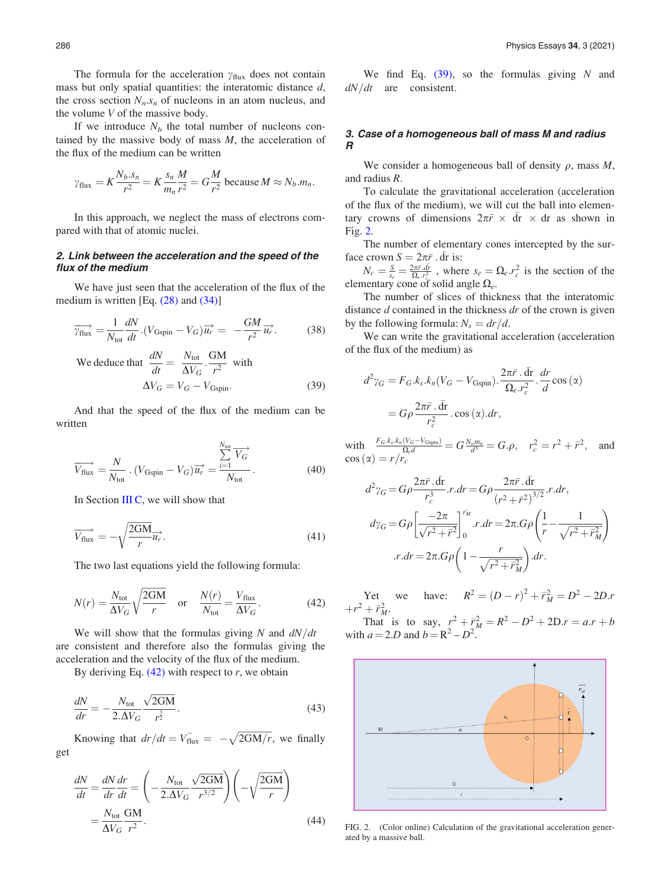The formula for the acceleration $\gamma_{\text{flux}}$ does not contain mass but only spatial quantities: the interatomic distance $d$, the cross section $N_n.s_n$ of nucleons in an atom nucleus, and the volume $V$ of the massive body.

If we introduce $N_b$ the total number of nucleons contained by the massive body of mass $M$, the acceleration of the flux of the medium can be written

$$\gamma_{\text{flux}} = K\frac{N_b.s_n}{r^2} = K\frac{s_n}{m_n}\frac{M}{r^2} = G\frac{M}{r^2} \text{ because } M \approx N_b.m_n.$$

In this approach, we neglect the mass of electrons compared with that of atomic nuclei.

## 2. Link between the acceleration and the speed of the flux of the medium

We have just seen that the acceleration of the flux of the medium is written [Eq. (28) and (34)]

$$\overrightarrow{\gamma_{\text{flux}}} = \frac{1}{N_{\text{tot}}}\frac{dN}{dt}.(V_{\text{Gspin}} - V_G)\overrightarrow{u_r} = -\frac{GM}{r^2}\overrightarrow{u_r}. \tag{38}$$

$$\text{We deduce that } \frac{dN}{dt} = \frac{N_{\text{tot}}}{\Delta V_G}.\frac{\text{GM}}{r^2} \text{ with}$$
$$\Delta V_G = V_G - V_{\text{Gspin}}. \tag{39}$$

And that the speed of the flux of the medium can be written

$$\overrightarrow{V_{\text{flux}}} = \frac{N}{N_{\text{tot}}}.(V_{\text{Gspin}} - V_G)\overrightarrow{u_r} = \frac{\sum_{i=1}^{N_{\text{tot}}}\overrightarrow{V_G}}{N_{\text{tot}}}. \tag{40}$$

In Section III C, we will show that

$$\overrightarrow{V_{\text{flux}}} = -\sqrt{\frac{2\text{GM}}{r}}\overrightarrow{u_r}. \tag{41}$$

The two last equations yield the following formula:

$$N(r) = \frac{N_{\text{tot}}}{\Delta V_G}\sqrt{\frac{2\text{GM}}{r}} \quad \text{or} \quad \frac{N(r)}{N_{\text{tot}}} = \frac{V_{\text{flux}}}{\Delta V_G}. \tag{42}$$

We will show that the formulas giving $N$ and $dN/dt$ are consistent and therefore also the formulas giving the acceleration and the velocity of the flux of the medium.

By deriving Eq. (42) with respect to $r$, we obtain

$$\frac{dN}{dr} = -\frac{N_{\text{tot}}}{2.\Delta V_G}\frac{\sqrt{2\text{GM}}}{r^{\frac{3}{2}}}. \tag{43}$$

Knowing that $dr/dt = V_{\text{flux}} = -\sqrt{2\text{GM}/r}$, we finally get

$$\frac{dN}{dt} = \frac{dN}{dr}\frac{dr}{dt} = \left(-\frac{N_{\text{tot}}}{2.\Delta V_G}\frac{\sqrt{2\text{GM}}}{r^{3/2}}\right)\left(-\sqrt{\frac{2\text{GM}}{r}}\right)$$
$$= \frac{N_{\text{tot}}}{\Delta V_G}\frac{\text{GM}}{r^2}. \tag{44}$$

We find Eq. (39), so the formulas giving $N$ and $dN/dt$ are consistent.

## 3. Case of a homogeneous ball of mass M and radius R

We consider a homogeneous ball of density $\rho$, mass $M$, and radius $R$.

To calculate the gravitational acceleration (acceleration of the flux of the medium), we will cut the ball into elementary crowns of dimensions $2\pi\bar{r} \times d\bar{r} \times dr$ as shown in Fig. 2.

The number of elementary cones intercepted by the surface crown $S = 2\pi\bar{r}\,.\,d\bar{r}$ is:

$N_c = \frac{S}{s_e} = \frac{2\pi\bar{r}.d\bar{r}}{\Omega_e.r_c^2}$, where $s_e = \Omega_e.r_c^2$ is the section of the elementary cone of solid angle $\Omega_e$.

The number of slices of thickness that the interatomic distance $d$ contained in the thickness $dr$ of the crown is given by the following formula: $N_s = dr/d$.

We can write the gravitational acceleration (acceleration of the flux of the medium) as

$$d^2\gamma_G = F_G.k_s.k_n(V_G - V_{\text{Gspin}}).\frac{2\pi\bar{r}\,.\,d\bar{r}}{\Omega_e.r_c^2}.\frac{dr}{d}\cos(\alpha)$$
$$= G\rho\frac{2\pi\bar{r}\,.\,d\bar{r}}{r_c^2}.\cos(\alpha).dr,$$

with $\frac{F_G.k_s.k_n(V_G - V_{\text{Gspin}})}{\Omega_e d} = G\frac{N_n m_n}{d^3} = G.\rho$, $\quad r_c^2 = r^2 + \bar{r}^2$, and $\cos(\alpha) = r/r_c$

$$d^2\gamma_G = G\rho\frac{2\pi\bar{r}\,.d\bar{r}}{r_c^3}.r.dr = G\rho\frac{2\pi\bar{r}\,.d\bar{r}}{(r^2+\bar{r}^2)^{3/2}}.r.dr,$$

$$d\gamma_G = G\rho\left[\frac{-2\pi}{\sqrt{r^2+\bar{r}^2}}\right]_0^{\bar{r}_M}.r.dr = 2\pi.G\rho\left(\frac{1}{r} - \frac{1}{\sqrt{r^2+\bar{r}_M^2}}\right)$$
$$.r.dr = 2\pi.G\rho\left(1 - \frac{r}{\sqrt{r^2+\bar{r}_M^2}}\right).dr.$$

Yet we have: $R^2 = (D-r)^2 + \bar{r}_M^2 = D^2 - 2D.r + r^2 + \bar{r}_M^2$.

That is to say, $r^2 + \bar{r}_M^2 = R^2 - D^2 + 2D.r = a.r + b$ with $a = 2.D$ and $b = R^2 - D^2$.

FIG. 2. (Color online) Calculation of the gravitational acceleration generated by a massive ball.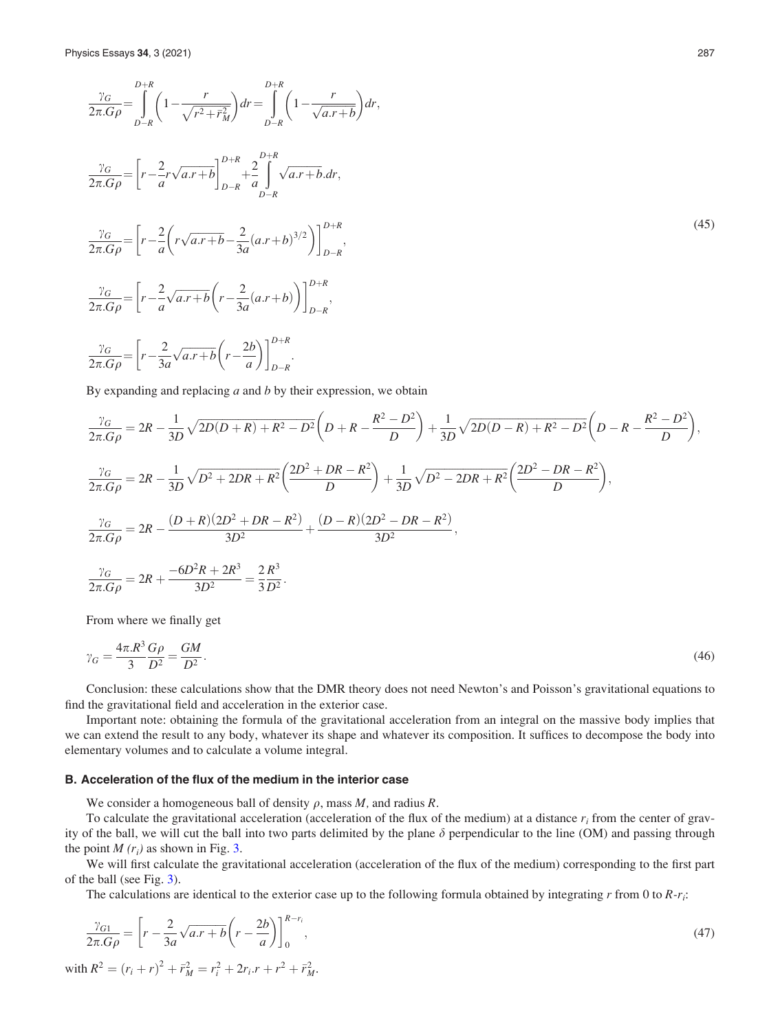$$\frac{\gamma_G}{2\pi.G\rho}=\int\limits_{D-R}^{D+R}\left(1-\frac{r}{\sqrt{r^2+\bar{r}_M^2}}\right)dr=\int\limits_{D-R}^{D+R}\left(1-\frac{r}{\sqrt{a.r+b}}\right)dr,$$

$$\frac{\gamma_G}{2\pi.G\rho}=\left[r-\frac{2}{a}r\sqrt{a.r+b}\right]_{D-R}^{D+R}+\frac{2}{a}\int\limits_{D-R}^{D+R}\sqrt{a.r+b}.dr,$$

$$\frac{\gamma_G}{2\pi.G\rho}=\left[r-\frac{2}{a}\left(r\sqrt{a.r+b}-\frac{2}{3a}(a.r+b)^{3/2}\right)\right]_{D-R}^{D+R}, \tag{45}$$

$$\frac{\gamma_G}{2\pi.G\rho}=\left[r-\frac{2}{a}\sqrt{a.r+b}\left(r-\frac{2}{3a}(a.r+b)\right)\right]_{D-R}^{D+R},$$

$$\frac{\gamma_G}{2\pi.G\rho}=\left[r-\frac{2}{3a}\sqrt{a.r+b}\left(r-\frac{2b}{a}\right)\right]_{D-R}^{D+R}.$$

By expanding and replacing $a$ and $b$ by their expression, we obtain

$$\frac{\gamma_G}{2\pi.G\rho}=2R-\frac{1}{3D}\sqrt{2D(D+R)+R^2-D^2}\left(D+R-\frac{R^2-D^2}{D}\right)+\frac{1}{3D}\sqrt{2D(D-R)+R^2-D^2}\left(D-R-\frac{R^2-D^2}{D}\right),$$

$$\frac{\gamma_G}{2\pi.G\rho}=2R-\frac{1}{3D}\sqrt{D^2+2DR+R^2}\left(\frac{2D^2+DR-R^2}{D}\right)+\frac{1}{3D}\sqrt{D^2-2DR+R^2}\left(\frac{2D^2-DR-R^2}{D}\right),$$

$$\frac{\gamma_G}{2\pi.G\rho}=2R-\frac{(D+R)(2D^2+DR-R^2)}{3D^2}+\frac{(D-R)(2D^2-DR-R^2)}{3D^2},$$

$$\frac{\gamma_G}{2\pi.G\rho}=2R+\frac{-6D^2R+2R^3}{3D^2}=\frac{2}{3}\frac{R^3}{D^2}.$$

From where we finally get

$$\gamma_G=\frac{4\pi.R^3}{3}\frac{G\rho}{D^2}=\frac{GM}{D^2}. \tag{46}$$

Conclusion: these calculations show that the DMR theory does not need Newton's and Poisson's gravitational equations to find the gravitational field and acceleration in the exterior case.

Important note: obtaining the formula of the gravitational acceleration from an integral on the massive body implies that we can extend the result to any body, whatever its shape and whatever its composition. It suffices to decompose the body into elementary volumes and to calculate a volume integral.

### B. Acceleration of the flux of the medium in the interior case

We consider a homogeneous ball of density $\rho$, mass $M$, and radius $R$.

To calculate the gravitational acceleration (acceleration of the flux of the medium) at a distance $r_i$ from the center of gravity of the ball, we will cut the ball into two parts delimited by the plane $\delta$ perpendicular to the line (OM) and passing through the point $M$ $(r_i)$ as shown in Fig. 3.

We will first calculate the gravitational acceleration (acceleration of the flux of the medium) corresponding to the first part of the ball (see Fig. 3).

The calculations are identical to the exterior case up to the following formula obtained by integrating $r$ from 0 to $R$-$r_i$:

$$\frac{\gamma_{G1}}{2\pi.G\rho}=\left[r-\frac{2}{3a}\sqrt{a.r+b}\left(r-\frac{2b}{a}\right)\right]_0^{R-r_i}, \tag{47}$$

with $R^2=(r_i+r)^2+\bar{r}_M^2=r_i^2+2r_i.r+r^2+\bar{r}_M^2$.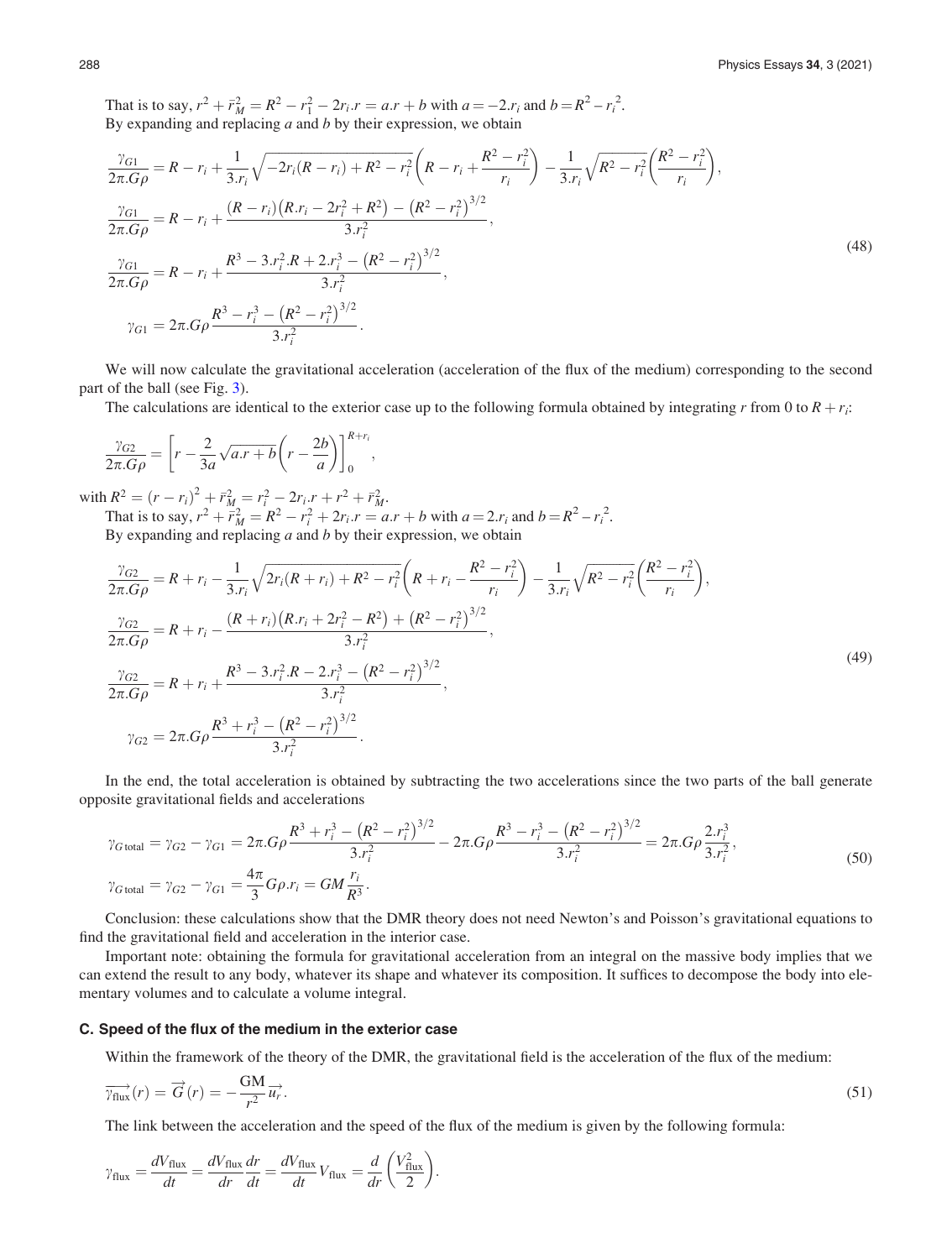That is to say, $r^2 + \bar{r}_M^2 = R^2 - r_1^2 - 2r_i.r = a.r + b$ with $a = -2.r_i$ and $b = R^2 - r_i{}^2$.

By expanding and replacing $a$ and $b$ by their expression, we obtain

$$
\begin{aligned}
\frac{\gamma_{G1}}{2\pi.G\rho} &= R - r_i + \frac{1}{3.r_i}\sqrt{-2r_i(R-r_i) + R^2 - r_i^2}\left(R - r_i + \frac{R^2 - r_i^2}{r_i}\right) - \frac{1}{3.r_i}\sqrt{R^2 - r_i^2}\left(\frac{R^2 - r_i^2}{r_i}\right),\\
\frac{\gamma_{G1}}{2\pi.G\rho} &= R - r_i + \frac{(R-r_i)\left(R.r_i - 2r_i^2 + R^2\right) - \left(R^2 - r_i^2\right)^{3/2}}{3.r_i^2},\\
\frac{\gamma_{G1}}{2\pi.G\rho} &= R - r_i + \frac{R^3 - 3.r_i^2.R + 2.r_i^3 - \left(R^2 - r_i^2\right)^{3/2}}{3.r_i^2},\\
\gamma_{G1} &= 2\pi.G\rho\frac{R^3 - r_i^3 - \left(R^2 - r_i^2\right)^{3/2}}{3.r_i^2}.
\end{aligned}
\tag{48}
$$

We will now calculate the gravitational acceleration (acceleration of the flux of the medium) corresponding to the second part of the ball (see Fig. 3).

The calculations are identical to the exterior case up to the following formula obtained by integrating $r$ from 0 to $R + r_i$:

$$
\frac{\gamma_{G2}}{2\pi.G\rho} = \left[r - \frac{2}{3a}\sqrt{a.r + b}\left(r - \frac{2b}{a}\right)\right]_0^{R+r_i},
$$

with $R^2 = (r - r_i)^2 + \bar{r}_M^2 = r_i^2 - 2r_i.r + r^2 + \bar{r}_M^2$.

That is to say, $r^2 + \bar{r}_M^2 = R^2 - r_i^2 + 2r_i.r = a.r + b$ with $a = 2.r_i$ and $b = R^2 - r_i{}^2$.

By expanding and replacing $a$ and $b$ by their expression, we obtain

$$
\begin{aligned}
\frac{\gamma_{G2}}{2\pi.G\rho} &= R + r_i - \frac{1}{3.r_i}\sqrt{2r_i(R+r_i) + R^2 - r_i^2}\left(R + r_i - \frac{R^2 - r_i^2}{r_i}\right) - \frac{1}{3.r_i}\sqrt{R^2 - r_i^2}\left(\frac{R^2 - r_i^2}{r_i}\right),\\
\frac{\gamma_{G2}}{2\pi.G\rho} &= R + r_i - \frac{(R+r_i)\left(R.r_i + 2r_i^2 - R^2\right) + \left(R^2 - r_i^2\right)^{3/2}}{3.r_i^2},\\
\frac{\gamma_{G2}}{2\pi.G\rho} &= R + r_i + \frac{R^3 - 3.r_i^2.R - 2.r_i^3 - \left(R^2 - r_i^2\right)^{3/2}}{3.r_i^2},\\
\gamma_{G2} &= 2\pi.G\rho\frac{R^3 + r_i^3 - \left(R^2 - r_i^2\right)^{3/2}}{3.r_i^2}.
\end{aligned}
\tag{49}
$$

In the end, the total acceleration is obtained by subtracting the two accelerations since the two parts of the ball generate opposite gravitational fields and accelerations

$$
\begin{aligned}
\gamma_{G\,\text{total}} &= \gamma_{G2} - \gamma_{G1} = 2\pi.G\rho\frac{R^3 + r_i^3 - \left(R^2 - r_i^2\right)^{3/2}}{3.r_i^2} - 2\pi.G\rho\frac{R^3 - r_i^3 - \left(R^2 - r_i^2\right)^{3/2}}{3.r_i^2} = 2\pi.G\rho\frac{2.r_i^3}{3.r_i^2},\\
\gamma_{G\,\text{total}} &= \gamma_{G2} - \gamma_{G1} = \frac{4\pi}{3}G\rho.r_i = GM\frac{r_i}{R^3}.
\end{aligned}
\tag{50}
$$

Conclusion: these calculations show that the DMR theory does not need Newton's and Poisson's gravitational equations to find the gravitational field and acceleration in the interior case.

Important note: obtaining the formula for gravitational acceleration from an integral on the massive body implies that we can extend the result to any body, whatever its shape and whatever its composition. It suffices to decompose the body into elementary volumes and to calculate a volume integral.

### C. Speed of the flux of the medium in the exterior case

Within the framework of the theory of the DMR, the gravitational field is the acceleration of the flux of the medium:

$$
\overrightarrow{\gamma_{\text{flux}}}(r) = \overrightarrow{G}(r) = -\frac{\text{GM}}{r^2}\overrightarrow{u_r}.
\tag{51}
$$

The link between the acceleration and the speed of the flux of the medium is given by the following formula:

$$
\gamma_{\text{flux}} = \frac{dV_{\text{flux}}}{dt} = \frac{dV_{\text{flux}}}{dr}\frac{dr}{dt} = \frac{dV_{\text{flux}}}{dt}V_{\text{flux}} = \frac{d}{dr}\left(\frac{V_{\text{flux}}^2}{2}\right).
$$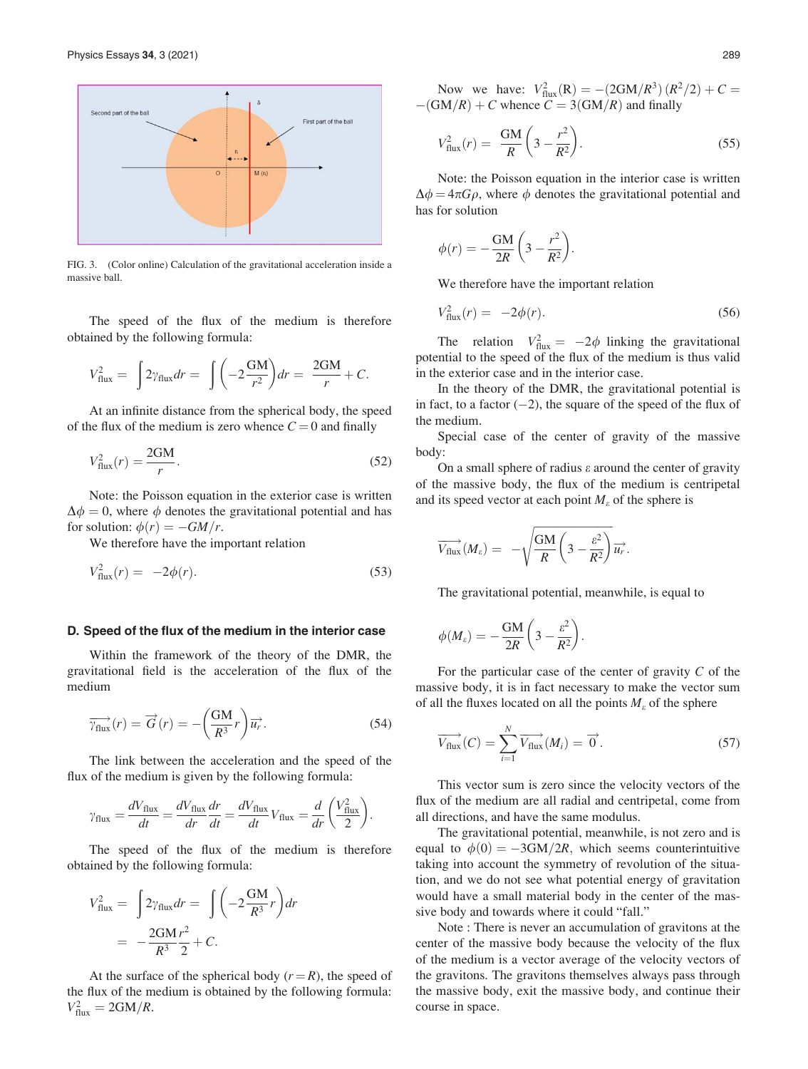FIG. 3. (Color online) Calculation of the gravitational acceleration inside a massive ball.

The speed of the flux of the medium is therefore obtained by the following formula:

$$V_{\text{flux}}^2 = \int 2\gamma_{\text{flux}} dr = \int \left(-2\frac{\text{GM}}{r^2}\right) dr = \frac{2\text{GM}}{r} + C.$$

At an infinite distance from the spherical body, the speed of the flux of the medium is zero whence $C = 0$ and finally

$$V_{\text{flux}}^2(r) = \frac{2\text{GM}}{r}. \quad (52)$$

Note: the Poisson equation in the exterior case is written $\Delta\phi = 0$, where $\phi$ denotes the gravitational potential and has for solution: $\phi(r) = -GM/r$.

We therefore have the important relation

$$V_{\text{flux}}^2(r) = -2\phi(r). \quad (53)$$

### D. Speed of the flux of the medium in the interior case

Within the framework of the theory of the DMR, the gravitational field is the acceleration of the flux of the medium

$$\overrightarrow{\gamma_{\text{flux}}}(r) = \vec{G}(r) = -\left(\frac{\text{GM}}{R^3}r\right)\vec{u_r}. \quad (54)$$

The link between the acceleration and the speed of the flux of the medium is given by the following formula:

$$\gamma_{\text{flux}} = \frac{dV_{\text{flux}}}{dt} = \frac{dV_{\text{flux}}}{dr}\frac{dr}{dt} = \frac{dV_{\text{flux}}}{dt}V_{\text{flux}} = \frac{d}{dr}\left(\frac{V_{\text{flux}}^2}{2}\right).$$

The speed of the flux of the medium is therefore obtained by the following formula:

$$V_{\text{flux}}^2 = \int 2\gamma_{\text{flux}} dr = \int \left(-2\frac{\text{GM}}{R^3}r\right) dr = -\frac{2\text{GM}}{R^3}\frac{r^2}{2} + C.$$

At the surface of the spherical body ($r = R$), the speed of the flux of the medium is obtained by the following formula: $V_{\text{flux}}^2 = 2\text{GM}/R$.

Now we have: $V_{\text{flux}}^2(\text{R}) = -(2\text{GM}/R^3)(R^2/2) + C = -(\text{GM}/R) + C$ whence $C = 3(\text{GM}/R)$ and finally

$$V_{\text{flux}}^2(r) = \frac{\text{GM}}{R}\left(3 - \frac{r^2}{R^2}\right). \quad (55)$$

Note: the Poisson equation in the interior case is written $\Delta\phi = 4\pi G\rho$, where $\phi$ denotes the gravitational potential and has for solution

$$\phi(r) = -\frac{\text{GM}}{2R}\left(3 - \frac{r^2}{R^2}\right).$$

We therefore have the important relation

$$V_{\text{flux}}^2(r) = -2\phi(r). \quad (56)$$

The relation $V_{\text{flux}}^2 = -2\phi$ linking the gravitational potential to the speed of the flux of the medium is thus valid in the exterior case and in the interior case.

In the theory of the DMR, the gravitational potential is in fact, to a factor $(-2)$, the square of the speed of the flux of the medium.

Special case of the center of gravity of the massive body:

On a small sphere of radius $\varepsilon$ around the center of gravity of the massive body, the flux of the medium is centripetal and its speed vector at each point $M_\varepsilon$ of the sphere is

$$\overrightarrow{V_{\text{flux}}}(M_\varepsilon) = -\sqrt{\frac{\text{GM}}{R}\left(3 - \frac{\varepsilon^2}{R^2}\right)}\vec{u_r}.$$

The gravitational potential, meanwhile, is equal to

$$\phi(M_\varepsilon) = -\frac{\text{GM}}{2R}\left(3 - \frac{\varepsilon^2}{R^2}\right).$$

For the particular case of the center of gravity $C$ of the massive body, it is in fact necessary to make the vector sum of all the fluxes located on all the points $M_\varepsilon$ of the sphere

$$\overrightarrow{V_{\text{flux}}}(C) = \sum_{i=1}^{N}\overrightarrow{V_{\text{flux}}}(M_i) = \vec{0}. \quad (57)$$

This vector sum is zero since the velocity vectors of the flux of the medium are all radial and centripetal, come from all directions, and have the same modulus.

The gravitational potential, meanwhile, is not zero and is equal to $\phi(0) = -3\text{GM}/2R$, which seems counterintuitive taking into account the symmetry of revolution of the situation, and we do not see what potential energy of gravitation would have a small material body in the center of the massive body and towards where it could "fall."

Note : There is never an accumulation of gravitons at the center of the massive body because the velocity of the flux of the medium is a vector average of the velocity vectors of the gravitons. The gravitons themselves always pass through the massive body, exit the massive body, and continue their course in space.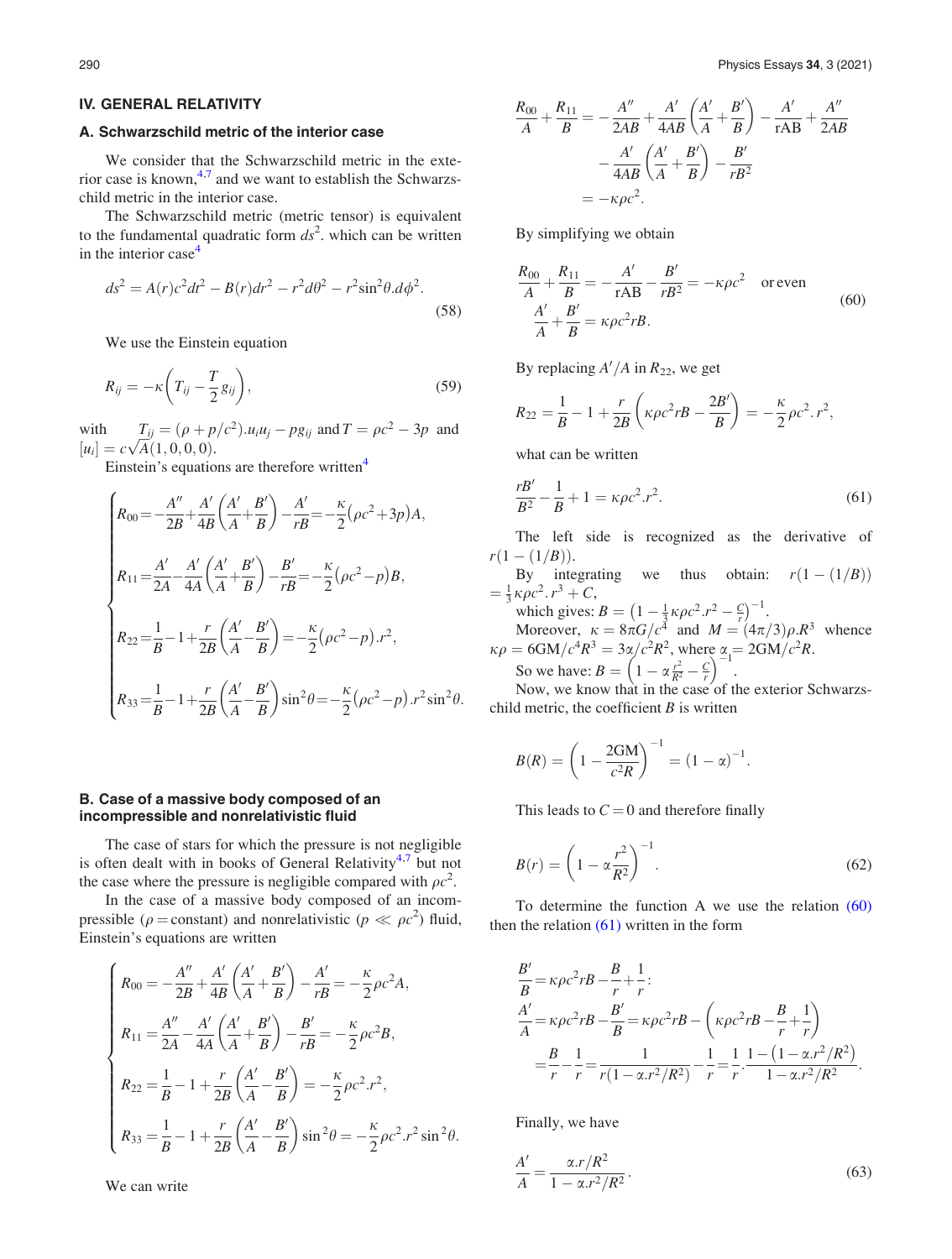## IV. GENERAL RELATIVITY

### A. Schwarzschild metric of the interior case

We consider that the Schwarzschild metric in the exterior case is known,[4,7] and we want to establish the Schwarzschild metric in the interior case.

The Schwarzschild metric (metric tensor) is equivalent to the fundamental quadratic form $ds^2$. which can be written in the interior case[4]

$$ds^2 = A(r)c^2dt^2 - B(r)dr^2 - r^2d\theta^2 - r^2\sin^2\theta.d\phi^2. \tag{58}$$

We use the Einstein equation

$$R_{ij} = -\kappa\left(T_{ij} - \frac{T}{2}g_{ij}\right), \tag{59}$$

with $T_{ij} = (\rho + p/c^2).u_iu_j - pg_{ij}$ and $T = \rho c^2 - 3p$ and $[u_i] = c\sqrt{A}(1,0,0,0)$.

Einstein's equations are therefore written[4]

$$\begin{cases} R_{00} = -\dfrac{A''}{2B} + \dfrac{A'}{4B}\left(\dfrac{A'}{A} + \dfrac{B'}{B}\right) - \dfrac{A'}{rB} = -\dfrac{\kappa}{2}\left(\rho c^2 + 3p\right)A, \\ R_{11} = \dfrac{A'}{2A} - \dfrac{A'}{4A}\left(\dfrac{A'}{A} + \dfrac{B'}{B}\right) - \dfrac{B'}{rB} = -\dfrac{\kappa}{2}\left(\rho c^2 - p\right)B, \\ R_{22} = \dfrac{1}{B} - 1 + \dfrac{r}{2B}\left(\dfrac{A'}{A} - \dfrac{B'}{B}\right) = -\dfrac{\kappa}{2}\left(\rho c^2 - p\right).r^2, \\ R_{33} = \dfrac{1}{B} - 1 + \dfrac{r}{2B}\left(\dfrac{A'}{A} - \dfrac{B'}{B}\right)\sin^2\theta = -\dfrac{\kappa}{2}\left(\rho c^2 - p\right).r^2\sin^2\theta. \end{cases}$$

### B. Case of a massive body composed of an incompressible and nonrelativistic fluid

The case of stars for which the pressure is not negligible is often dealt with in books of General Relativity[4,7] but not the case where the pressure is negligible compared with $\rho c^2$.

In the case of a massive body composed of an incompressible ($\rho$ = constant) and nonrelativistic ($p \ll \rho c^2$) fluid, Einstein's equations are written

$$\begin{cases} R_{00} = -\dfrac{A''}{2B} + \dfrac{A'}{4B}\left(\dfrac{A'}{A} + \dfrac{B'}{B}\right) - \dfrac{A'}{rB} = -\dfrac{\kappa}{2}\rho c^2 A, \\ R_{11} = \dfrac{A''}{2A} - \dfrac{A'}{4A}\left(\dfrac{A'}{A} + \dfrac{B'}{B}\right) - \dfrac{B'}{rB} = -\dfrac{\kappa}{2}\rho c^2 B, \\ R_{22} = \dfrac{1}{B} - 1 + \dfrac{r}{2B}\left(\dfrac{A'}{A} - \dfrac{B'}{B}\right) = -\dfrac{\kappa}{2}\rho c^2.r^2, \\ R_{33} = \dfrac{1}{B} - 1 + \dfrac{r}{2B}\left(\dfrac{A'}{A} - \dfrac{B'}{B}\right)\sin^2\theta = -\dfrac{\kappa}{2}\rho c^2.r^2\sin^2\theta. \end{cases}$$

We can write

$$\begin{aligned} \frac{R_{00}}{A} + \frac{R_{11}}{B} &= -\frac{A''}{2AB} + \frac{A'}{4AB}\left(\frac{A'}{A} + \frac{B'}{B}\right) - \frac{A'}{rAB} + \frac{A''}{2AB} \\ &\quad - \frac{A'}{4AB}\left(\frac{A'}{A} + \frac{B'}{B}\right) - \frac{B'}{rB^2} \\ &= -\kappa\rho c^2. \end{aligned}$$

By simplifying we obtain

$$\begin{aligned} &\frac{R_{00}}{A} + \frac{R_{11}}{B} = -\frac{A'}{rAB} - \frac{B'}{rB^2} = -\kappa\rho c^2 \quad \text{or even} \\ &\frac{A'}{A} + \frac{B'}{B} = \kappa\rho c^2 rB. \end{aligned} \tag{60}$$

By replacing $A'/A$ in $R_{22}$, we get

$$R_{22} = \frac{1}{B} - 1 + \frac{r}{2B}\left(\kappa\rho c^2 rB - \frac{2B'}{B}\right) = -\frac{\kappa}{2}\rho c^2.r^2,$$

what can be written

$$\frac{rB'}{B^2} - \frac{1}{B} + 1 = \kappa\rho c^2.r^2. \tag{61}$$

The left side is recognized as the derivative of $r(1 - (1/B))$.

By integrating we thus obtain: $r(1 - (1/B)) = \frac{1}{3}\kappa\rho c^2.r^3 + C$,

which gives: $B = \left(1 - \frac{1}{3}\kappa\rho c^2.r^2 - \frac{C}{r}\right)^{-1}$.

Moreover, $\kappa = 8\pi G/c^4$ and $M = (4\pi/3)\rho.R^3$ whence $\kappa\rho = 6\text{GM}/c^4R^3 = 3\alpha/c^2R^2$, where $\alpha = 2\text{GM}/c^2R$.

So we have: $B = \left(1 - \alpha\frac{r^2}{R^2} - \frac{C}{r}\right)^{-1}$.

Now, we know that in the case of the exterior Schwarzschild metric, the coefficient $B$ is written

$$B(R) = \left(1 - \frac{2\text{GM}}{c^2R}\right)^{-1} = (1 - \alpha)^{-1}.$$

This leads to $C = 0$ and therefore finally

$$B(r) = \left(1 - \alpha\frac{r^2}{R^2}\right)^{-1}. \tag{62}$$

To determine the function A we use the relation (60) then the relation (61) written in the form

$$\begin{aligned} &\frac{B'}{B} = \kappa\rho c^2 rB - \frac{B}{r} + \frac{1}{r}: \\ &\frac{A'}{A} = \kappa\rho c^2 rB - \frac{B'}{B} = \kappa\rho c^2 rB - \left(\kappa\rho c^2 rB - \frac{B}{r} + \frac{1}{r}\right) \\ &\quad = \frac{B}{r} - \frac{1}{r} = \frac{1}{r(1 - \alpha.r^2/R^2)} - \frac{1}{r} = \frac{1}{r}.\frac{1 - \left(1 - \alpha.r^2/R^2\right)}{1 - \alpha.r^2/R^2}. \end{aligned}$$

Finally, we have

$$\frac{A'}{A} = \frac{\alpha.r/R^2}{1 - \alpha.r^2/R^2}. \tag{63}$$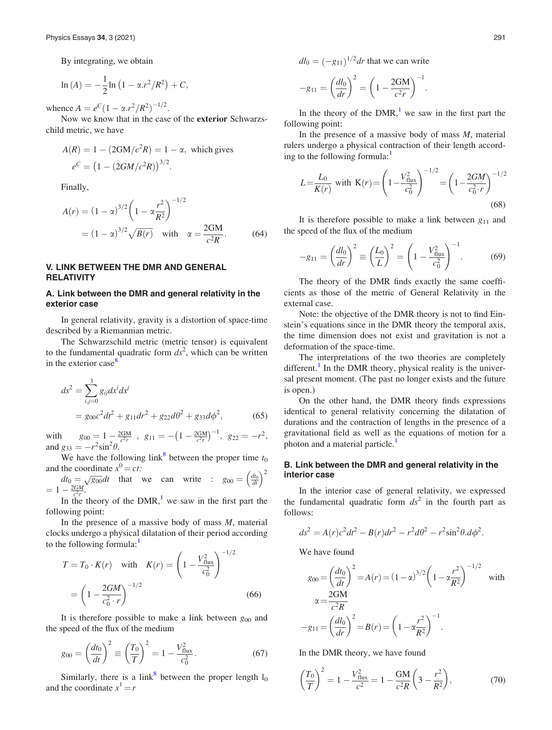By integrating, we obtain

$$\ln(A) = -\frac{1}{2}\ln\left(1 - \alpha.r^2/R^2\right) + C,$$

whence $A = e^C(1 - \alpha.r^2/R^2)^{-1/2}$.

Now we know that in the case of the **exterior** Schwarzschild metric, we have

$$A(R) = 1 - (2GM/c^2R) = 1 - \alpha, \text{ which gives}$$
$$e^C = \left(1 - (2GM/c^2R)\right)^{3/2}.$$

Finally,

$$A(r) = (1-\alpha)^{3/2}\left(1 - \alpha\frac{r^2}{R^2}\right)^{-1/2} = (1-\alpha)^{3/2}\sqrt{B(r)} \quad \text{with} \quad \alpha = \frac{2GM}{c^2R}. \tag{64}$$

## V. LINK BETWEEN THE DMR AND GENERAL RELATIVITY

### A. Link between the DMR and general relativity in the exterior case

In general relativity, gravity is a distortion of space-time described by a Riemannian metric.

The Schwarzschild metric (metric tensor) is equivalent to the fundamental quadratic form $ds^2$, which can be written in the exterior case[8]

$$ds^2 = \sum_{i,j=0}^{3} g_{ij}dx^i dx^j = g_{00}c^2dt^2 + g_{11}dr^2 + g_{22}d\theta^2 + g_{33}d\phi^2, \tag{65}$$

with $g_{00} = 1 - \frac{2GM}{c^2r}$, $g_{11} = -\left(1 - \frac{2GM}{c^2r}\right)^{-1}$, $g_{22} = -r^2$, and $g_{33} = -r^2\sin^2\theta$.

We have the following link[8] between the proper time $t_0$ and the coordinate $x^0 = ct$:

$dt_0 = \sqrt{g_{00}}dt$ that we can write : $g_{00} = \left(\frac{dt_0}{dt}\right)^2 = 1 - \frac{2GM}{c^2r}$.

In the theory of the DMR,[1] we saw in the first part the following point:

In the presence of a massive body of mass $M$, material clocks undergo a physical dilatation of their period according to the following formula:[1]

$$T = T_0 \cdot K(r) \quad \text{with} \quad K(r) = \left(1 - \frac{V_{\text{flux}}^2}{c_0^2}\right)^{-1/2} = \left(1 - \frac{2GM}{c_0^2 \cdot r}\right)^{-1/2} \tag{66}$$

It is therefore possible to make a link between $g_{00}$ and the speed of the flux of the medium

$$g_{00} = \left(\frac{dt_0}{dt}\right)^2 \equiv \left(\frac{T_0}{T}\right)^2 = 1 - \frac{V_{\text{flux}}^2}{c_0^2}. \tag{67}$$

Similarly, there is a link[8] between the proper length $l_0$ and the coordinate $x^1 = r$

$dl_0 = (-g_{11})^{1/2}dr$ that we can write

$$-g_{11} = \left(\frac{dl_0}{dr}\right)^2 = \left(1 - \frac{2GM}{c^2r}\right)^{-1}.$$

In the theory of the DMR,[1] we saw in the first part the following point:

In the presence of a massive body of mass $M$, material rulers undergo a physical contraction of their length according to the following formula:[1]

$$L = \frac{L_0}{K(r)} \text{ with } K(r) = \left(1 - \frac{V_{\text{flux}}^2}{c_0^2}\right)^{-1/2} = \left(1 - \frac{2GM}{c_0^2 \cdot r}\right)^{-1/2} \tag{68}$$

It is therefore possible to make a link between $g_{11}$ and the speed of the flux of the medium

$$-g_{11} = \left(\frac{dl_0}{dr}\right)^2 \equiv \left(\frac{L_0}{L}\right)^2 = \left(1 - \frac{V_{\text{flux}}^2}{c_0^2}\right)^{-1}. \tag{69}$$

The theory of the DMR finds exactly the same coefficients as those of the metric of General Relativity in the external case.

Note: the objective of the DMR theory is not to find Einstein's equations since in the DMR theory the temporal axis, the time dimension does not exist and gravitation is not a deformation of the space-time.

The interpretations of the two theories are completely different.[1] In the DMR theory, physical reality is the universal present moment. (The past no longer exists and the future is open.)

On the other hand, the DMR theory finds expressions identical to general relativity concerning the dilatation of durations and the contraction of lengths in the presence of a gravitational field as well as the equations of motion for a photon and a material particle.[1]

### B. Link between the DMR and general relativity in the interior case

In the interior case of general relativity, we expressed the fundamental quadratic form $ds^2$ in the fourth part as follows:

$$ds^2 = A(r)c^2dt^2 - B(r)dr^2 - r^2d\theta^2 - r^2\sin^2\theta.d\phi^2.$$

We have found

$$g_{00} = \left(\frac{dt_0}{dt}\right)^2 = A(r) = (1-\alpha)^{3/2}\left(1 - \alpha\frac{r^2}{R^2}\right)^{-1/2} \quad \text{with} \quad \alpha = \frac{2GM}{c^2R}$$

$$-g_{11} = \left(\frac{dl_0}{dr}\right)^2 = B(r) = \left(1 - \alpha\frac{r^2}{R^2}\right)^{-1}.$$

In the DMR theory, we have found

$$\left(\frac{T_0}{T}\right)^2 = 1 - \frac{V_{\text{flux}}^2}{c^2} = 1 - \frac{GM}{c^2R}\left(3 - \frac{r^2}{R^2}\right), \tag{70}$$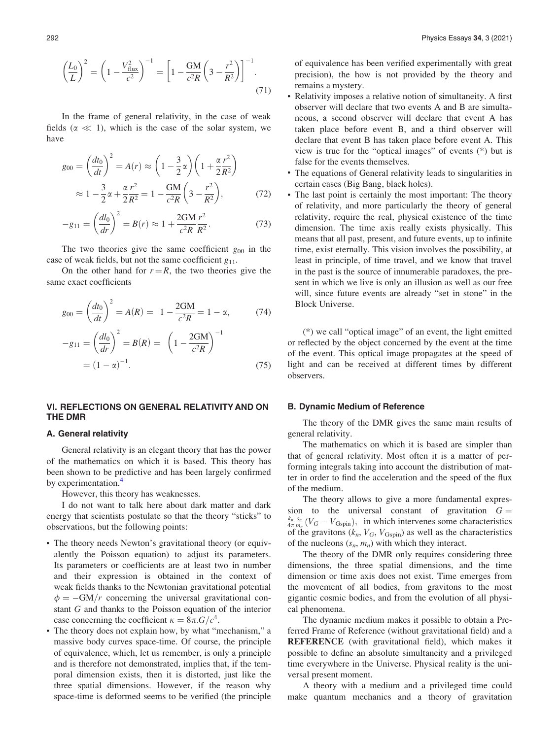$$\left(\frac{L_0}{L}\right)^2 = \left(1 - \frac{V_{\text{flux}}^2}{c^2}\right)^{-1} = \left[1 - \frac{\text{GM}}{c^2 R}\left(3 - \frac{r^2}{R^2}\right)\right]^{-1}. \tag{71}$$

In the frame of general relativity, in the case of weak fields ($\alpha \ll 1$), which is the case of the solar system, we have

$$g_{00} = \left(\frac{dt_0}{dt}\right)^2 = A(r) \approx \left(1 - \frac{3}{2}\alpha\right)\left(1 + \frac{\alpha}{2}\frac{r^2}{R^2}\right)$$
$$\approx 1 - \frac{3}{2}\alpha + \frac{\alpha}{2}\frac{r^2}{R^2} = 1 - \frac{\text{GM}}{c^2 R}\left(3 - \frac{r^2}{R^2}\right), \tag{72}$$

$$-g_{11} = \left(\frac{dl_0}{dr}\right)^2 = B(r) \approx 1 + \frac{2\text{GM}}{c^2 R}\frac{r^2}{R^2}. \tag{73}$$

The two theories give the same coefficient $g_{00}$ in the case of weak fields, but not the same coefficient $g_{11}$.

On the other hand for $r = R$, the two theories give the same exact coefficients

$$g_{00} = \left(\frac{dt_0}{dt}\right)^2 = A(R) = 1 - \frac{2\text{GM}}{c^2 R} = 1 - \alpha, \tag{74}$$

$$-g_{11} = \left(\frac{dl_0}{dr}\right)^2 = B(R) = \left(1 - \frac{2\text{GM}}{c^2 R}\right)^{-1}$$
$$= (1 - \alpha)^{-1}. \tag{75}$$

## VI. REFLECTIONS ON GENERAL RELATIVITY AND ON THE DMR

### A. General relativity

General relativity is an elegant theory that has the power of the mathematics on which it is based. This theory has been shown to be predictive and has been largely confirmed by experimentation.[4]

However, this theory has weaknesses.

I do not want to talk here about dark matter and dark energy that scientists postulate so that the theory "sticks" to observations, but the following points:

- The theory needs Newton's gravitational theory (or equivalently the Poisson equation) to adjust its parameters. Its parameters or coefficients are at least two in number and their expression is obtained in the context of weak fields thanks to the Newtonian gravitational potential $\phi = -\text{GM}/r$ concerning the universal gravitational constant $G$ and thanks to the Poisson equation of the interior case concerning the coefficient $\kappa = 8\pi.G/c^4$.
- The theory does not explain how, by what "mechanism," a massive body curves space-time. Of course, the principle of equivalence, which, let us remember, is only a principle and is therefore not demonstrated, implies that, if the temporal dimension exists, then it is distorted, just like the three spatial dimensions. However, if the reason why space-time is deformed seems to be verified (the principle of equivalence has been verified experimentally with great precision), the how is not provided by the theory and remains a mystery.
- Relativity imposes a relative notion of simultaneity. A first observer will declare that two events A and B are simultaneous, a second observer will declare that event A has taken place before event B, and a third observer will declare that event B has taken place before event A. This view is true for the "optical images" of events (*) but is false for the events themselves.
- The equations of General relativity leads to singularities in certain cases (Big Bang, black holes).
- The last point is certainly the most important: The theory of relativity, and more particularly the theory of general relativity, require the real, physical existence of the time dimension. The time axis really exists physically. This means that all past, present, and future events, up to infinite time, exist eternally. This vision involves the possibility, at least in principle, of time travel, and we know that travel in the past is the source of innumerable paradoxes, the present in which we live is only an illusion as well as our free will, since future events are already "set in stone" in the Block Universe.

(*) we call "optical image" of an event, the light emitted or reflected by the object concerned by the event at the time of the event. This optical image propagates at the speed of light and can be received at different times by different observers.

### B. Dynamic Medium of Reference

The theory of the DMR gives the same main results of general relativity.

The mathematics on which it is based are simpler than that of general relativity. Most often it is a matter of performing integrals taking into account the distribution of matter in order to find the acceleration and the speed of the flux of the medium.

The theory allows to give a more fundamental expression to the universal constant of gravitation $G = \frac{k_n}{4\pi}\frac{s_n}{m_n}(V_G - V_{\text{Gspin}})$, in which intervenes some characteristics of the gravitons ($k_n$, $V_G$, $V_{\text{Gspin}}$) as well as the characteristics of the nucleons ($s_n$, $m_n$) with which they interact.

The theory of the DMR only requires considering three dimensions, the three spatial dimensions, and the time dimension or time axis does not exist. Time emerges from the movement of all bodies, from gravitons to the most gigantic cosmic bodies, and from the evolution of all physical phenomena.

The dynamic medium makes it possible to obtain a Preferred Frame of Reference (without gravitational field) and a **REFERENCE** (with gravitational field), which makes it possible to define an absolute simultaneity and a privileged time everywhere in the Universe. Physical reality is the universal present moment.

A theory with a medium and a privileged time could make quantum mechanics and a theory of gravitation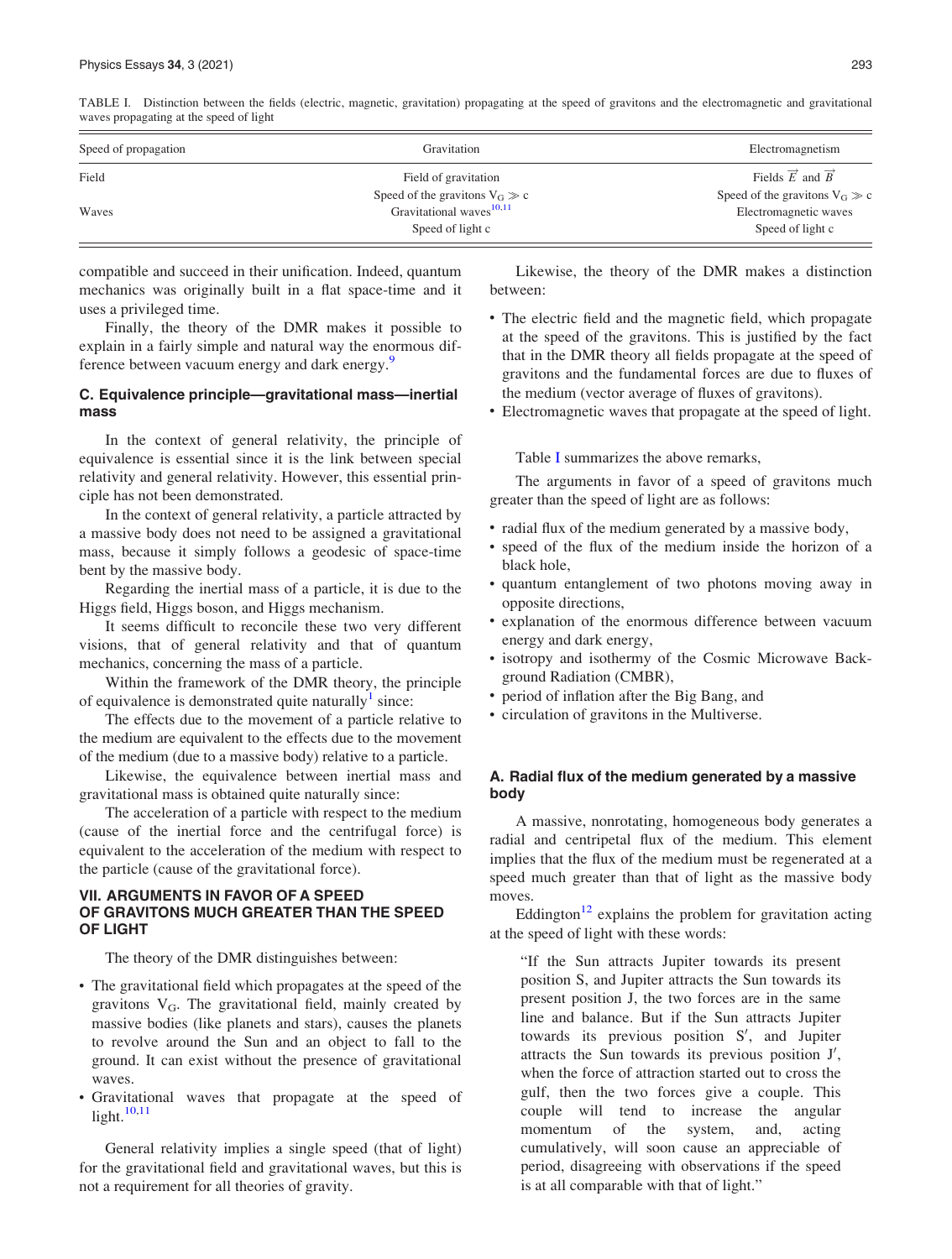TABLE I. Distinction between the fields (electric, magnetic, gravitation) propagating at the speed of gravitons and the electromagnetic and gravitational waves propagating at the speed of light

| Speed of propagation | Gravitation | Electromagnetism |
|---|---|---|
| Field | Field of gravitation | Fields $\vec{E}$ and $\vec{B}$ |
| | Speed of the gravitons $V_G \gg c$ | Speed of the gravitons $V_G \gg c$ |
| Waves | Gravitational waves[10,11] | Electromagnetic waves |
| | Speed of light c | Speed of light c |

compatible and succeed in their unification. Indeed, quantum mechanics was originally built in a flat space-time and it uses a privileged time.

Finally, the theory of the DMR makes it possible to explain in a fairly simple and natural way the enormous difference between vacuum energy and dark energy.[9]

### C. Equivalence principle—gravitational mass—inertial mass

In the context of general relativity, the principle of equivalence is essential since it is the link between special relativity and general relativity. However, this essential principle has not been demonstrated.

In the context of general relativity, a particle attracted by a massive body does not need to be assigned a gravitational mass, because it simply follows a geodesic of space-time bent by the massive body.

Regarding the inertial mass of a particle, it is due to the Higgs field, Higgs boson, and Higgs mechanism.

It seems difficult to reconcile these two very different visions, that of general relativity and that of quantum mechanics, concerning the mass of a particle.

Within the framework of the DMR theory, the principle of equivalence is demonstrated quite naturally[1] since:

The effects due to the movement of a particle relative to the medium are equivalent to the effects due to the movement of the medium (due to a massive body) relative to a particle.

Likewise, the equivalence between inertial mass and gravitational mass is obtained quite naturally since:

The acceleration of a particle with respect to the medium (cause of the inertial force and the centrifugal force) is equivalent to the acceleration of the medium with respect to the particle (cause of the gravitational force).

## VII. ARGUMENTS IN FAVOR OF A SPEED OF GRAVITONS MUCH GREATER THAN THE SPEED OF LIGHT

The theory of the DMR distinguishes between:

- The gravitational field which propagates at the speed of the gravitons $V_G$. The gravitational field, mainly created by massive bodies (like planets and stars), causes the planets to revolve around the Sun and an object to fall to the ground. It can exist without the presence of gravitational waves.
- Gravitational waves that propagate at the speed of light.[10,11]

General relativity implies a single speed (that of light) for the gravitational field and gravitational waves, but this is not a requirement for all theories of gravity.

Likewise, the theory of the DMR makes a distinction between:

- The electric field and the magnetic field, which propagate at the speed of the gravitons. This is justified by the fact that in the DMR theory all fields propagate at the speed of gravitons and the fundamental forces are due to fluxes of the medium (vector average of fluxes of gravitons).
- Electromagnetic waves that propagate at the speed of light.

Table I summarizes the above remarks,

The arguments in favor of a speed of gravitons much greater than the speed of light are as follows:

- radial flux of the medium generated by a massive body,
- speed of the flux of the medium inside the horizon of a black hole,
- quantum entanglement of two photons moving away in opposite directions,
- explanation of the enormous difference between vacuum energy and dark energy,
- isotropy and isothermy of the Cosmic Microwave Background Radiation (CMBR),
- period of inflation after the Big Bang, and
- circulation of gravitons in the Multiverse.

### A. Radial flux of the medium generated by a massive body

A massive, nonrotating, homogeneous body generates a radial and centripetal flux of the medium. This element implies that the flux of the medium must be regenerated at a speed much greater than that of light as the massive body moves.

Eddington[12] explains the problem for gravitation acting at the speed of light with these words:

> "If the Sun attracts Jupiter towards its present position S, and Jupiter attracts the Sun towards its present position J, the two forces are in the same line and balance. But if the Sun attracts Jupiter towards its previous position S′, and Jupiter attracts the Sun towards its previous position J′, when the force of attraction started out to cross the gulf, then the two forces give a couple. This couple will tend to increase the angular momentum of the system, and, acting cumulatively, will soon cause an appreciable of period, disagreeing with observations if the speed is at all comparable with that of light."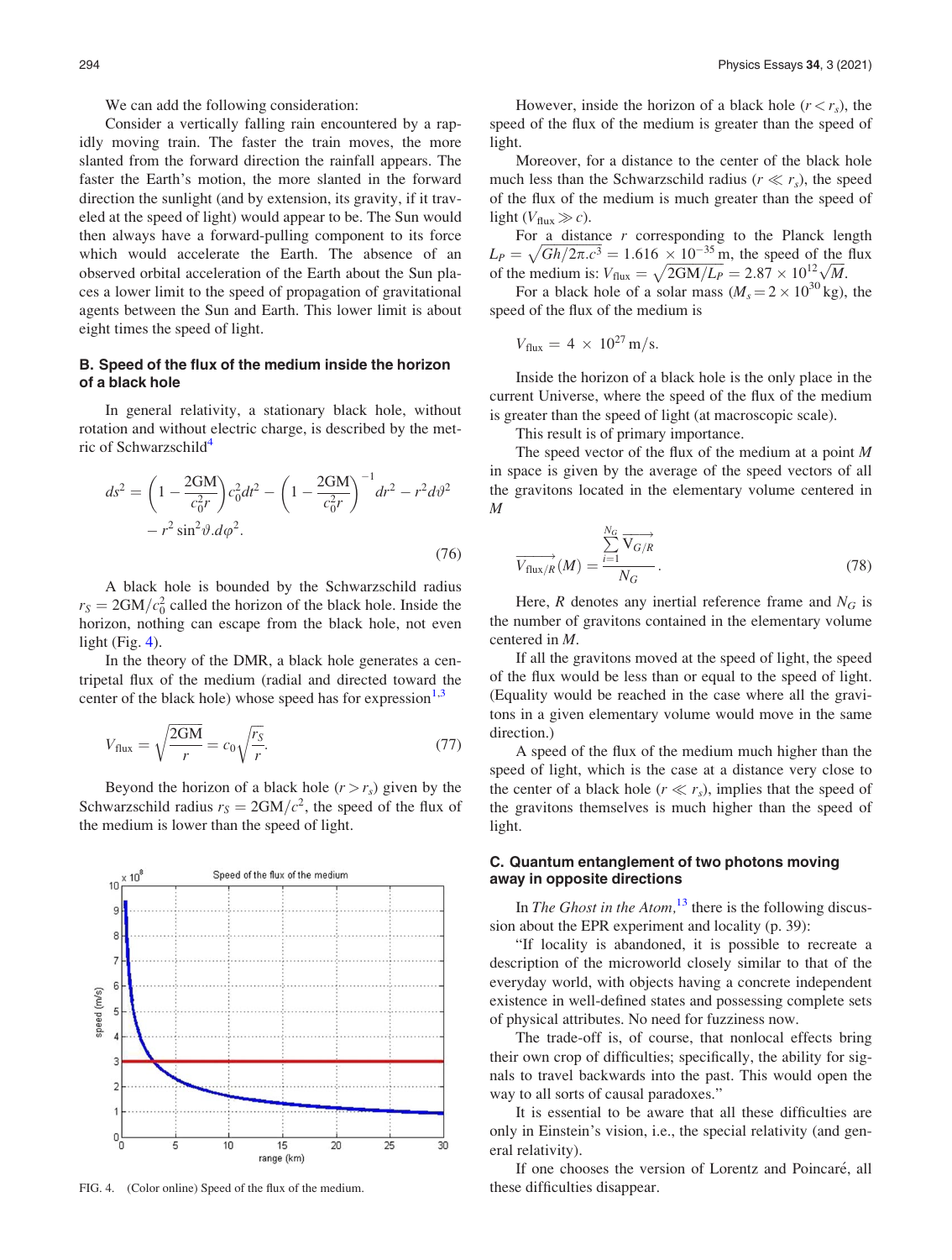We can add the following consideration:

Consider a vertically falling rain encountered by a rapidly moving train. The faster the train moves, the more slanted from the forward direction the rainfall appears. The faster the Earth's motion, the more slanted in the forward direction the sunlight (and by extension, its gravity, if it traveled at the speed of light) would appear to be. The Sun would then always have a forward-pulling component to its force which would accelerate the Earth. The absence of an observed orbital acceleration of the Earth about the Sun places a lower limit to the speed of propagation of gravitational agents between the Sun and Earth. This lower limit is about eight times the speed of light.

### B. Speed of the flux of the medium inside the horizon of a black hole

In general relativity, a stationary black hole, without rotation and without electric charge, is described by the metric of Schwarzschild[4]

$$ds^2 = \left(1 - \frac{2\mathrm{GM}}{c_0^2 r}\right)c_0^2 dt^2 - \left(1 - \frac{2\mathrm{GM}}{c_0^2 r}\right)^{-1} dr^2 - r^2 d\vartheta^2 - r^2 \sin^2\vartheta . d\varphi^2. \tag{76}$$

A black hole is bounded by the Schwarzschild radius $r_S = 2\mathrm{GM}/c_0^2$ called the horizon of the black hole. Inside the horizon, nothing can escape from the black hole, not even light (Fig. 4).

In the theory of the DMR, a black hole generates a centripetal flux of the medium (radial and directed toward the center of the black hole) whose speed has for expression[1,3]

$$V_{\text{flux}} = \sqrt{\frac{2\mathrm{GM}}{r}} = c_0\sqrt{\frac{r_S}{r}}. \tag{77}$$

Beyond the horizon of a black hole ($r > r_s$) given by the Schwarzschild radius $r_S = 2\mathrm{GM}/c^2$, the speed of the flux of the medium is lower than the speed of light.

FIG. 4. (Color online) Speed of the flux of the medium.

However, inside the horizon of a black hole ($r < r_s$), the speed of the flux of the medium is greater than the speed of light.

Moreover, for a distance to the center of the black hole much less than the Schwarzschild radius ($r \ll r_s$), the speed of the flux of the medium is much greater than the speed of light ($V_{\text{flux}} \gg c$).

For a distance $r$ corresponding to the Planck length $L_P = \sqrt{Gh/2\pi.c^3} = 1.616 \times 10^{-35}$ m, the speed of the flux of the medium is: $V_{\text{flux}} = \sqrt{2\mathrm{GM}/L_P} = 2.87 \times 10^{12}\sqrt{M}$.

For a black hole of a solar mass ($M_s = 2 \times 10^{30}$ kg), the speed of the flux of the medium is

$$V_{\text{flux}} = 4 \times 10^{27}\,\text{m/s}.$$

Inside the horizon of a black hole is the only place in the current Universe, where the speed of the flux of the medium is greater than the speed of light (at macroscopic scale).

This result is of primary importance.

The speed vector of the flux of the medium at a point $M$ in space is given by the average of the speed vectors of all the gravitons located in the elementary volume centered in $M$

$$\overrightarrow{V_{\text{flux}/R}}(M) = \frac{\sum_{i=1}^{N_G} \overrightarrow{V_{G/R}}}{N_G}. \tag{78}$$

Here, $R$ denotes any inertial reference frame and $N_G$ is the number of gravitons contained in the elementary volume centered in $M$.

If all the gravitons moved at the speed of light, the speed of the flux would be less than or equal to the speed of light. (Equality would be reached in the case where all the gravitons in a given elementary volume would move in the same direction.)

A speed of the flux of the medium much higher than the speed of light, which is the case at a distance very close to the center of a black hole ($r \ll r_s$), implies that the speed of the gravitons themselves is much higher than the speed of light.

### C. Quantum entanglement of two photons moving away in opposite directions

In *The Ghost in the Atom*,[13] there is the following discussion about the EPR experiment and locality (p. 39):

"If locality is abandoned, it is possible to recreate a description of the microworld closely similar to that of the everyday world, with objects having a concrete independent existence in well-defined states and possessing complete sets of physical attributes. No need for fuzziness now.

The trade-off is, of course, that nonlocal effects bring their own crop of difficulties; specifically, the ability for signals to travel backwards into the past. This would open the way to all sorts of causal paradoxes."

It is essential to be aware that all these difficulties are only in Einstein's vision, i.e., the special relativity (and general relativity).

If one chooses the version of Lorentz and Poincaré, all these difficulties disappear.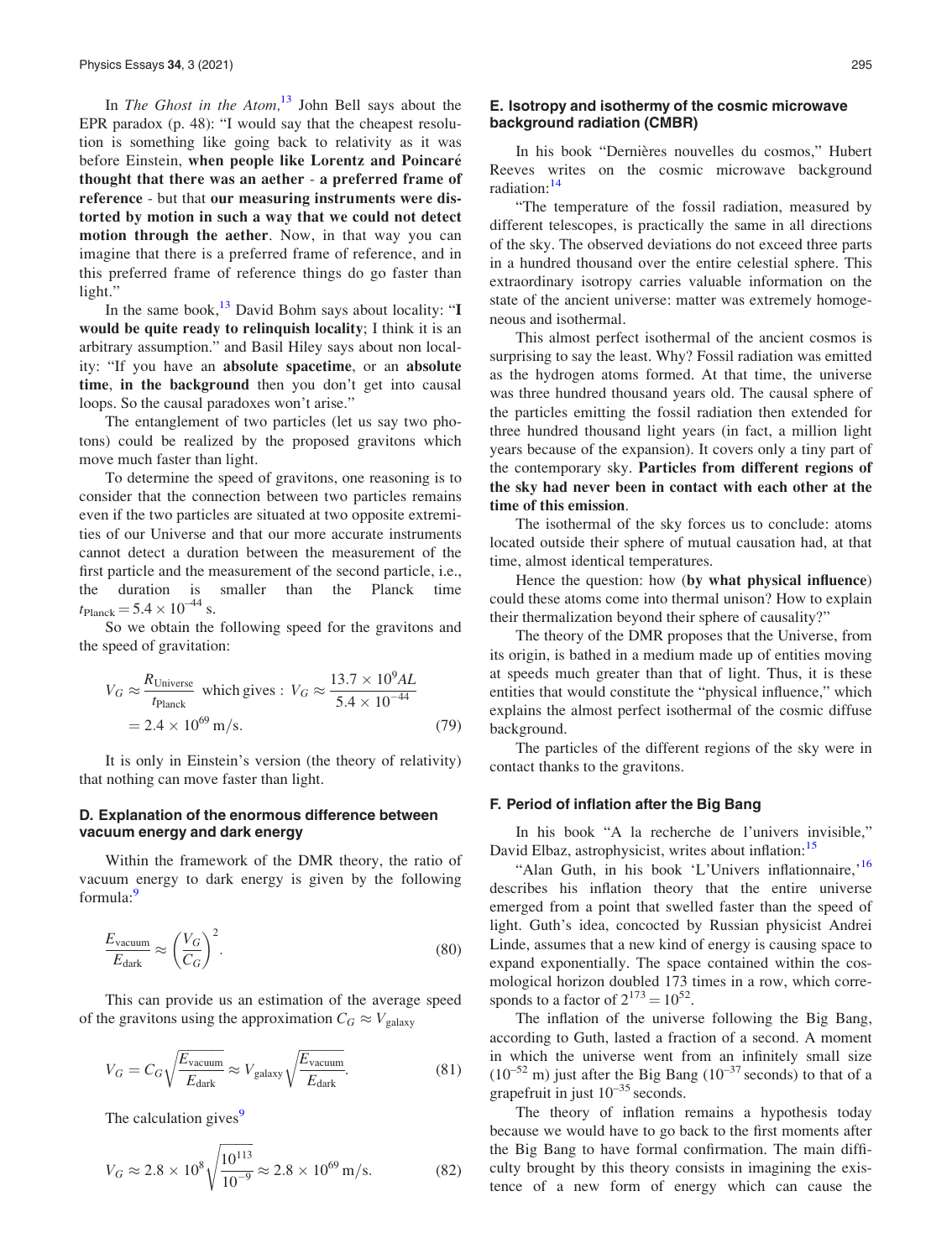In *The Ghost in the Atom,*[13] John Bell says about the EPR paradox (p. 48): "I would say that the cheapest resolution is something like going back to relativity as it was before Einstein, **when people like Lorentz and Poincaré thought that there was an aether** - **a preferred frame of reference** - but that **our measuring instruments were distorted by motion in such a way that we could not detect motion through the aether**. Now, in that way you can imagine that there is a preferred frame of reference, and in this preferred frame of reference things do go faster than light."

In the same book,[13] David Bohm says about locality: "**I would be quite ready to relinquish locality**; I think it is an arbitrary assumption." and Basil Hiley says about non locality: "If you have an **absolute spacetime**, or an **absolute time**, **in the background** then you don't get into causal loops. So the causal paradoxes won't arise."

The entanglement of two particles (let us say two photons) could be realized by the proposed gravitons which move much faster than light.

To determine the speed of gravitons, one reasoning is to consider that the connection between two particles remains even if the two particles are situated at two opposite extremities of our Universe and that our more accurate instruments cannot detect a duration between the measurement of the first particle and the measurement of the second particle, i.e., the duration is smaller than the Planck time $t_{\text{Planck}} = 5.4 \times 10^{-44}$ s.

So we obtain the following speed for the gravitons and the speed of gravitation:

$$V_G \approx \frac{R_{\text{Universe}}}{t_{\text{Planck}}} \text{ which gives : } V_G \approx \frac{13.7 \times 10^9 AL}{5.4 \times 10^{-44}} = 2.4 \times 10^{69}\,\text{m/s}. \tag{79}$$

It is only in Einstein's version (the theory of relativity) that nothing can move faster than light.

### D. Explanation of the enormous difference between vacuum energy and dark energy

Within the framework of the DMR theory, the ratio of vacuum energy to dark energy is given by the following formula:[9]

$$\frac{E_{\text{vacuum}}}{E_{\text{dark}}} \approx \left(\frac{V_G}{C_G}\right)^2. \tag{80}$$

This can provide us an estimation of the average speed of the gravitons using the approximation $C_G \approx V_{\text{galaxy}}$

$$V_G = C_G\sqrt{\frac{E_{\text{vacuum}}}{E_{\text{dark}}}} \approx V_{\text{galaxy}}\sqrt{\frac{E_{\text{vacuum}}}{E_{\text{dark}}}}. \tag{81}$$

The calculation gives[9]

$$V_G \approx 2.8 \times 10^8\sqrt{\frac{10^{113}}{10^{-9}}} \approx 2.8 \times 10^{69}\,\text{m/s}. \tag{82}$$

### E. Isotropy and isothermy of the cosmic microwave background radiation (CMBR)

In his book "Dernières nouvelles du cosmos," Hubert Reeves writes on the cosmic microwave background radiation:[14]

"The temperature of the fossil radiation, measured by different telescopes, is practically the same in all directions of the sky. The observed deviations do not exceed three parts in a hundred thousand over the entire celestial sphere. This extraordinary isotropy carries valuable information on the state of the ancient universe: matter was extremely homogeneous and isothermal.

This almost perfect isothermal of the ancient cosmos is surprising to say the least. Why? Fossil radiation was emitted as the hydrogen atoms formed. At that time, the universe was three hundred thousand years old. The causal sphere of the particles emitting the fossil radiation then extended for three hundred thousand light years (in fact, a million light years because of the expansion). It covers only a tiny part of the contemporary sky. **Particles from different regions of the sky had never been in contact with each other at the time of this emission**.

The isothermal of the sky forces us to conclude: atoms located outside their sphere of mutual causation had, at that time, almost identical temperatures.

Hence the question: how (**by what physical influence**) could these atoms come into thermal unison? How to explain their thermalization beyond their sphere of causality?"

The theory of the DMR proposes that the Universe, from its origin, is bathed in a medium made up of entities moving at speeds much greater than that of light. Thus, it is these entities that would constitute the "physical influence," which explains the almost perfect isothermal of the cosmic diffuse background.

The particles of the different regions of the sky were in contact thanks to the gravitons.

### F. Period of inflation after the Big Bang

In his book "A la recherche de l'univers invisible," David Elbaz, astrophysicist, writes about inflation:[15]

"Alan Guth, in his book 'L'Univers inflationnaire,'[16] describes his inflation theory that the entire universe emerged from a point that swelled faster than the speed of light. Guth's idea, concocted by Russian physicist Andrei Linde, assumes that a new kind of energy is causing space to expand exponentially. The space contained within the cosmological horizon doubled 173 times in a row, which corresponds to a factor of $2^{173} = 10^{52}$.

The inflation of the universe following the Big Bang, according to Guth, lasted a fraction of a second. A moment in which the universe went from an infinitely small size ($10^{-52}$ m) just after the Big Bang ($10^{-37}$ seconds) to that of a grapefruit in just $10^{-35}$ seconds.

The theory of inflation remains a hypothesis today because we would have to go back to the first moments after the Big Bang to have formal confirmation. The main difficulty brought by this theory consists in imagining the existence of a new form of energy which can cause the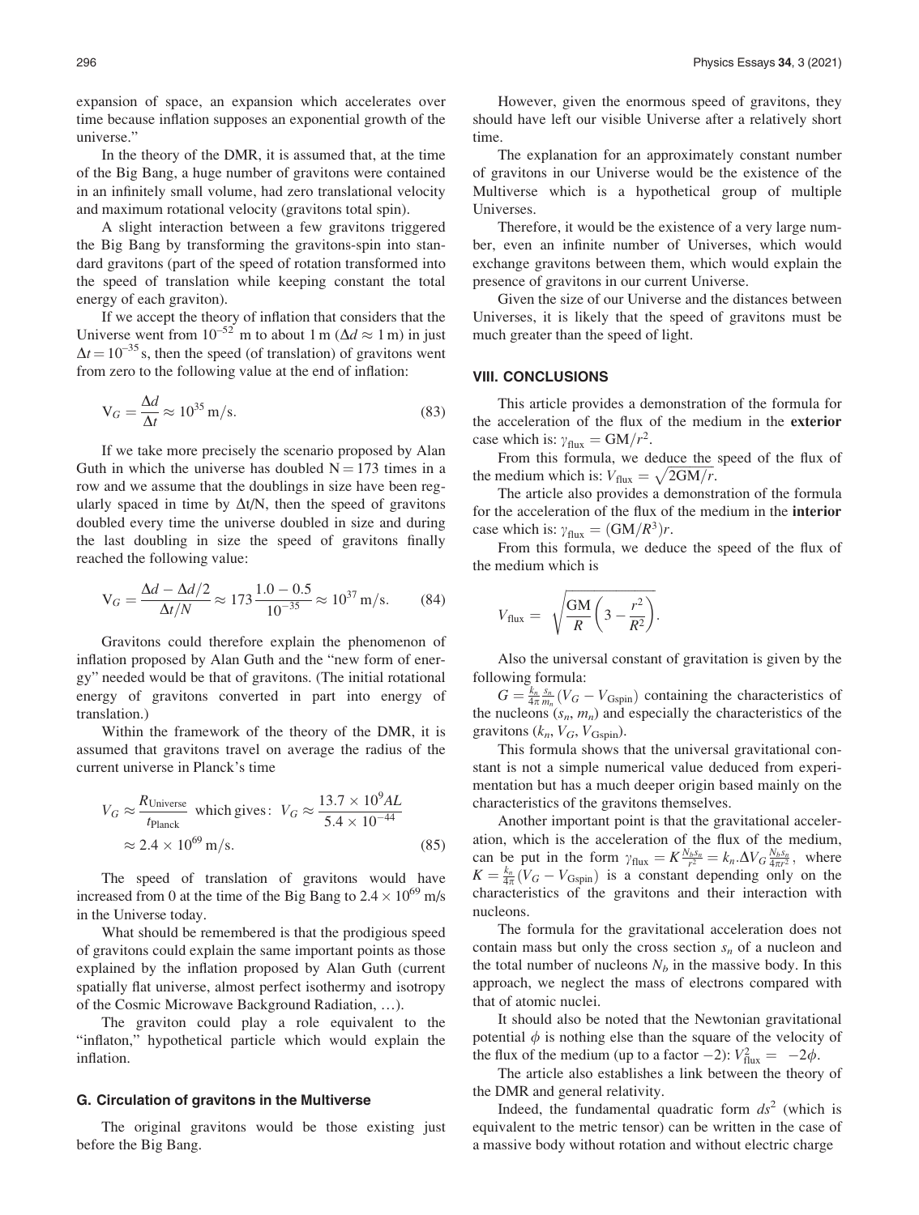expansion of space, an expansion which accelerates over time because inflation supposes an exponential growth of the universe."

In the theory of the DMR, it is assumed that, at the time of the Big Bang, a huge number of gravitons were contained in an infinitely small volume, had zero translational velocity and maximum rotational velocity (gravitons total spin).

A slight interaction between a few gravitons triggered the Big Bang by transforming the gravitons-spin into standard gravitons (part of the speed of rotation transformed into the speed of translation while keeping constant the total energy of each graviton).

If we accept the theory of inflation that considers that the Universe went from $10^{-52}$ m to about 1 m ($\Delta d \approx 1$ m) in just $\Delta t = 10^{-35}$ s, then the speed (of translation) of gravitons went from zero to the following value at the end of inflation:

$$V_G = \frac{\Delta d}{\Delta t} \approx 10^{35}\ \text{m/s}. \tag{83}$$

If we take more precisely the scenario proposed by Alan Guth in which the universe has doubled N = 173 times in a row and we assume that the doublings in size have been regularly spaced in time by Δt/N, then the speed of gravitons doubled every time the universe doubled in size and during the last doubling in size the speed of gravitons finally reached the following value:

$$V_G = \frac{\Delta d - \Delta d/2}{\Delta t/N} \approx 173\,\frac{1.0 - 0.5}{10^{-35}} \approx 10^{37}\ \text{m/s}. \tag{84}$$

Gravitons could therefore explain the phenomenon of inflation proposed by Alan Guth and the "new form of energy" needed would be that of gravitons. (The initial rotational energy of gravitons converted in part into energy of translation.)

Within the framework of the theory of the DMR, it is assumed that gravitons travel on average the radius of the current universe in Planck's time

$$V_G \approx \frac{R_{\text{Universe}}}{t_{\text{Planck}}} \ \text{which gives:}\ V_G \approx \frac{13.7 \times 10^9 AL}{5.4 \times 10^{-44}} \approx 2.4 \times 10^{69}\ \text{m/s}. \tag{85}$$

The speed of translation of gravitons would have increased from 0 at the time of the Big Bang to $2.4 \times 10^{69}$ m/s in the Universe today.

What should be remembered is that the prodigious speed of gravitons could explain the same important points as those explained by the inflation proposed by Alan Guth (current spatially flat universe, almost perfect isothermy and isotropy of the Cosmic Microwave Background Radiation, …).

The graviton could play a role equivalent to the "inflaton," hypothetical particle which would explain the inflation.

### G. Circulation of gravitons in the Multiverse

The original gravitons would be those existing just before the Big Bang.

However, given the enormous speed of gravitons, they should have left our visible Universe after a relatively short time.

The explanation for an approximately constant number of gravitons in our Universe would be the existence of the Multiverse which is a hypothetical group of multiple Universes.

Therefore, it would be the existence of a very large number, even an infinite number of Universes, which would exchange gravitons between them, which would explain the presence of gravitons in our current Universe.

Given the size of our Universe and the distances between Universes, it is likely that the speed of gravitons must be much greater than the speed of light.

## VIII. CONCLUSIONS

This article provides a demonstration of the formula for the acceleration of the flux of the medium in the **exterior** case which is: $\gamma_{\text{flux}} = \text{GM}/r^2$.

From this formula, we deduce the speed of the flux of the medium which is: $V_{\text{flux}} = \sqrt{2\text{GM}/r}$.

The article also provides a demonstration of the formula for the acceleration of the flux of the medium in the **interior** case which is: $\gamma_{\text{flux}} = (\text{GM}/R^3)r$.

From this formula, we deduce the speed of the flux of the medium which is

$$V_{\text{flux}} = \sqrt{\frac{\text{GM}}{R}\left(3 - \frac{r^2}{R^2}\right)}.$$

Also the universal constant of gravitation is given by the following formula:

$G = \frac{k_n}{4\pi}\frac{s_n}{m_n}(V_G - V_{\text{Gspin}})$ containing the characteristics of the nucleons ($s_n$, $m_n$) and especially the characteristics of the gravitons ($k_n$, $V_G$, $V_{\text{Gspin}}$).

This formula shows that the universal gravitational constant is not a simple numerical value deduced from experimentation but has a much deeper origin based mainly on the characteristics of the gravitons themselves.

Another important point is that the gravitational acceleration, which is the acceleration of the flux of the medium, can be put in the form $\gamma_{\text{flux}} = K\frac{N_b s_n}{r^2} = k_n.\Delta V_G \frac{N_b s_n}{4\pi r^2}$, where $K = \frac{k_n}{4\pi}(V_G - V_{\text{Gspin}})$ is a constant depending only on the characteristics of the gravitons and their interaction with nucleons.

The formula for the gravitational acceleration does not contain mass but only the cross section $s_n$ of a nucleon and the total number of nucleons $N_b$ in the massive body. In this approach, we neglect the mass of electrons compared with that of atomic nuclei.

It should also be noted that the Newtonian gravitational potential $\phi$ is nothing else than the square of the velocity of the flux of the medium (up to a factor −2): $V_{\text{flux}}^2 = -2\phi$.

The article also establishes a link between the theory of the DMR and general relativity.

Indeed, the fundamental quadratic form $ds^2$ (which is equivalent to the metric tensor) can be written in the case of a massive body without rotation and without electric charge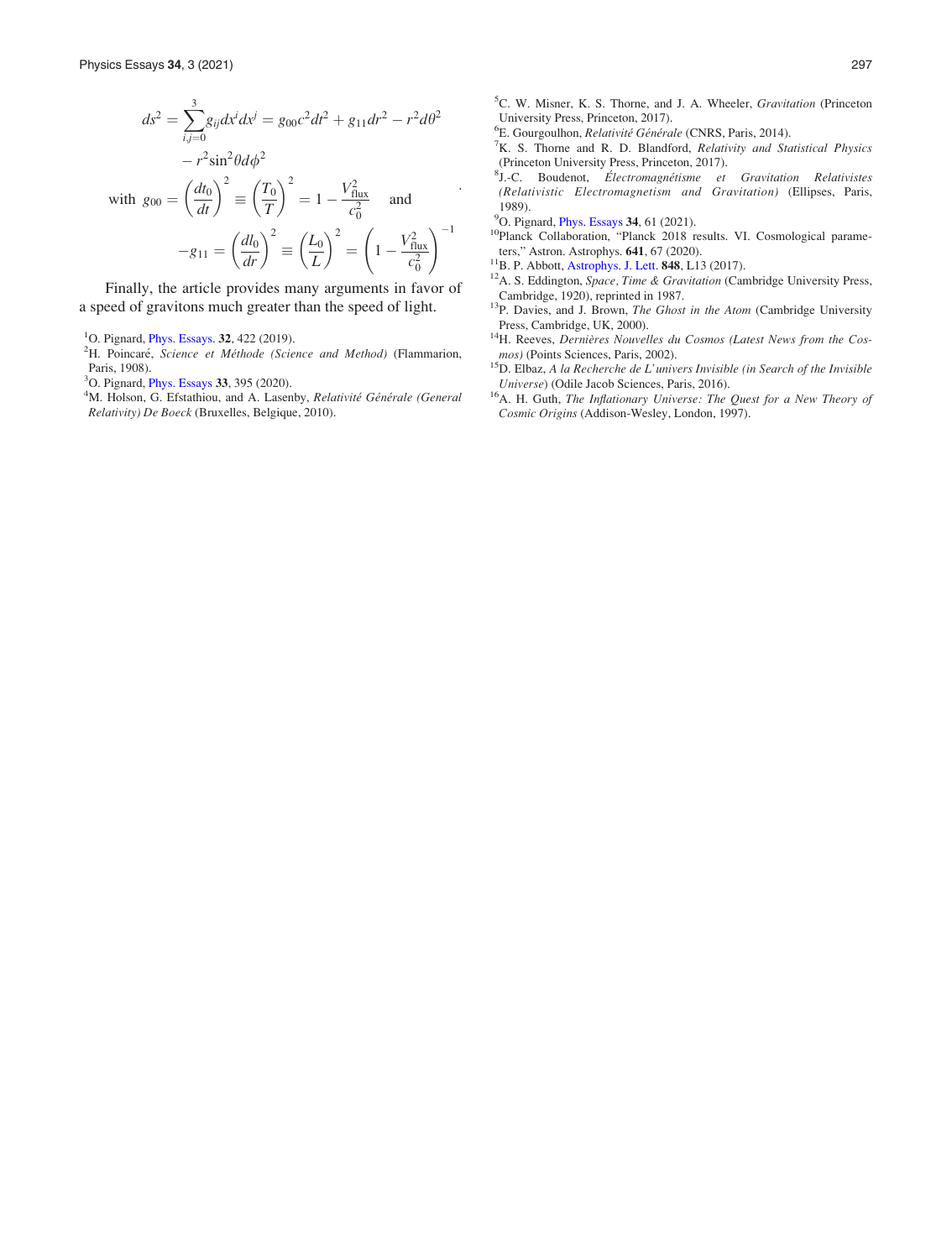$$ds^2 = \sum_{i,j=0}^{3} g_{ij} dx^i dx^j = g_{00} c^2 dt^2 + g_{11} dr^2 - r^2 d\theta^2 - r^2 \sin^2\theta d\phi^2$$

$$\text{with } g_{00} = \left(\frac{dt_0}{dt}\right)^2 \equiv \left(\frac{T_0}{T}\right)^2 = 1 - \frac{V_{\text{flux}}^2}{c_0^2} \quad \text{and} \quad -g_{11} = \left(\frac{dl_0}{dr}\right)^2 \equiv \left(\frac{L_0}{L}\right)^2 = \left(1 - \frac{V_{\text{flux}}^2}{c_0^2}\right)^{-1}.$$

Finally, the article provides many arguments in favor of a speed of gravitons much greater than the speed of light.

[1]O. Pignard, Phys. Essays. **32**, 422 (2019).

[2]H. Poincaré, *Science et Méthode (Science and Method)* (Flammarion, Paris, 1908).

[3]O. Pignard, Phys. Essays **33**, 395 (2020).

[4]M. Holson, G. Efstathiou, and A. Lasenby, *Relativité Générale (General Relativity) De Boeck* (Bruxelles, Belgique, 2010).

[5]C. W. Misner, K. S. Thorne, and J. A. Wheeler, *Gravitation* (Princeton University Press, Princeton, 2017).

[6]E. Gourgoulhon, *Relativité Générale* (CNRS, Paris, 2014).

[7]K. S. Thorne and R. D. Blandford, *Relativity and Statistical Physics* (Princeton University Press, Princeton, 2017).

[8]J.-C. Boudenot, *Électromagnétisme et Gravitation Relativistes (Relativistic Electromagnetism and Gravitation)* (Ellipses, Paris, 1989).

[9]O. Pignard, Phys. Essays **34**, 61 (2021).

[10]Planck Collaboration, "Planck 2018 results. VI. Cosmological parameters," Astron. Astrophys. **641**, 67 (2020).

[11]B. P. Abbott, Astrophys. J. Lett. **848**, L13 (2017).

[12]A. S. Eddington, *Space, Time & Gravitation* (Cambridge University Press, Cambridge, 1920), reprinted in 1987.

[13]P. Davies, and J. Brown, *The Ghost in the Atom* (Cambridge University Press, Cambridge, UK, 2000).

[14]H. Reeves, *Dernières Nouvelles du Cosmos (Latest News from the Cosmos)* (Points Sciences, Paris, 2002).

[15]D. Elbaz, *A la Recherche de L'univers Invisible (in Search of the Invisible Universe*) (Odile Jacob Sciences, Paris, 2016).

[16]A. H. Guth, *The Inflationary Universe: The Quest for a New Theory of Cosmic Origins* (Addison-Wesley, London, 1997).